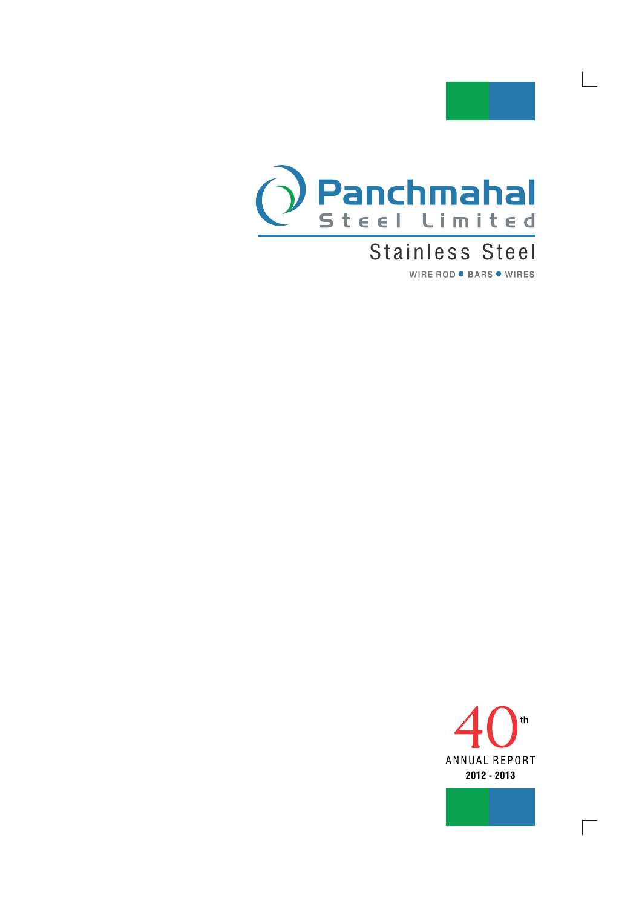# Panchmahal Steel Limited

## Stainless Steel

WIRE ROD • BARS • WIRES

40th

ANNUAL REPORT

2012 - 2013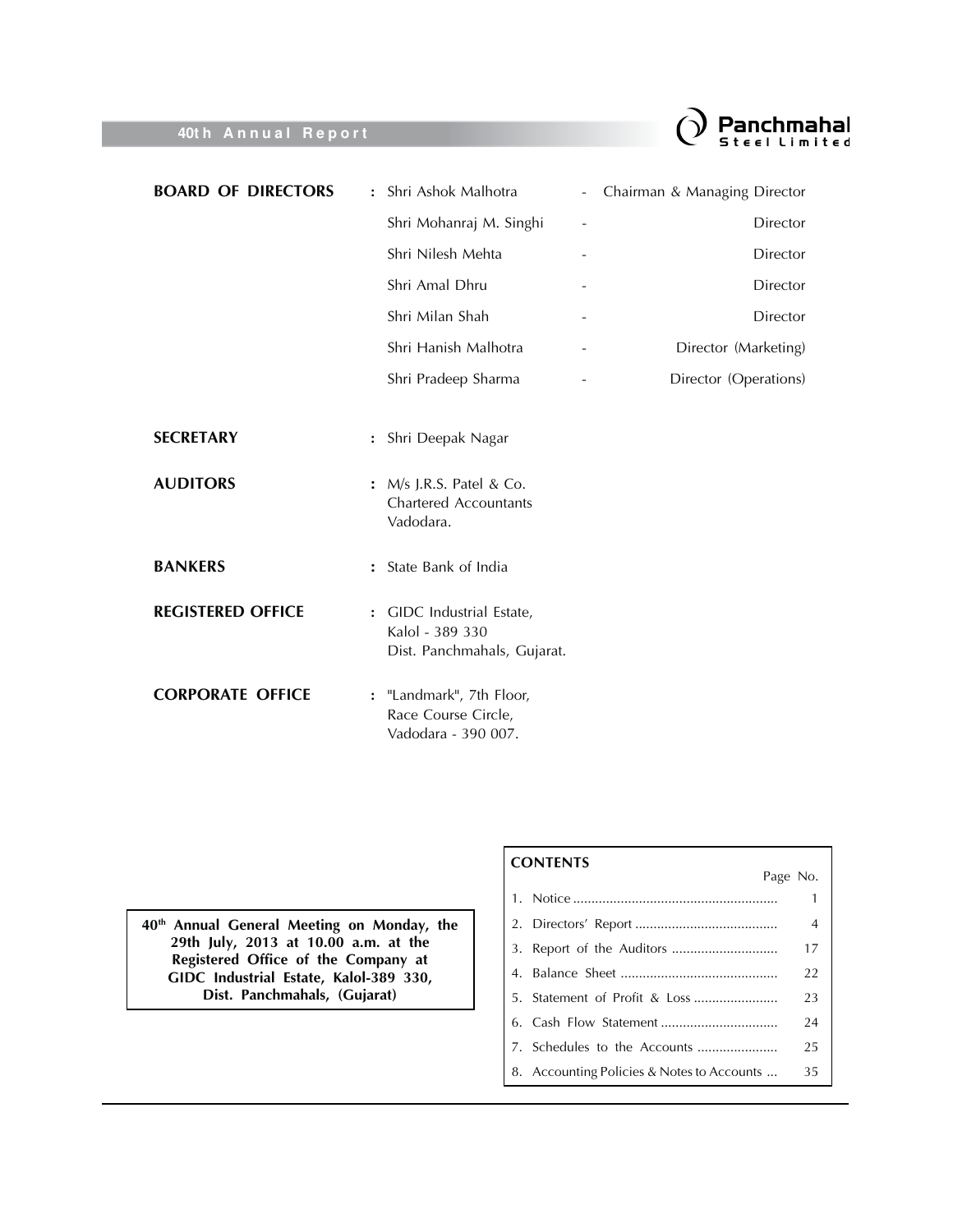| | | | |
|---|---|---|---|
| **BOARD OF DIRECTORS** | : | Shri Ashok Malhotra | - Chairman & Managing Director |
| | | Shri Mohanraj M. Singhi | - Director |
| | | Shri Nilesh Mehta | - Director |
| | | Shri Amal Dhru | - Director |
| | | Shri Milan Shah | - Director |
| | | Shri Hanish Malhotra | - Director (Marketing) |
| | | Shri Pradeep Sharma | - Director (Operations) |

**SECRETARY** : Shri Deepak Nagar

**AUDITORS** : M/s J.R.S. Patel & Co.
Chartered Accountants
Vadodara.

**BANKERS** : State Bank of India

**REGISTERED OFFICE** : GIDC Industrial Estate,
Kalol - 389 330
Dist. Panchmahals, Gujarat.

**CORPORATE OFFICE** : "Landmark", 7th Floor,
Race Course Circle,
Vadodara - 390 007.

**40th Annual General Meeting on Monday, the 29th July, 2013 at 10.00 a.m. at the Registered Office of the Company at GIDC Industrial Estate, Kalol-389 330, Dist. Panchmahals, (Gujarat)**

**CONTENTS**

| | | Page No. |
|---|---|---|
| 1. | Notice | 1 |
| 2. | Directors' Report | 4 |
| 3. | Report of the Auditors | 17 |
| 4. | Balance Sheet | 22 |
| 5. | Statement of Profit & Loss | 23 |
| 6. | Cash Flow Statement | 24 |
| 7. | Schedules to the Accounts | 25 |
| 8. | Accounting Policies & Notes to Accounts | 35 |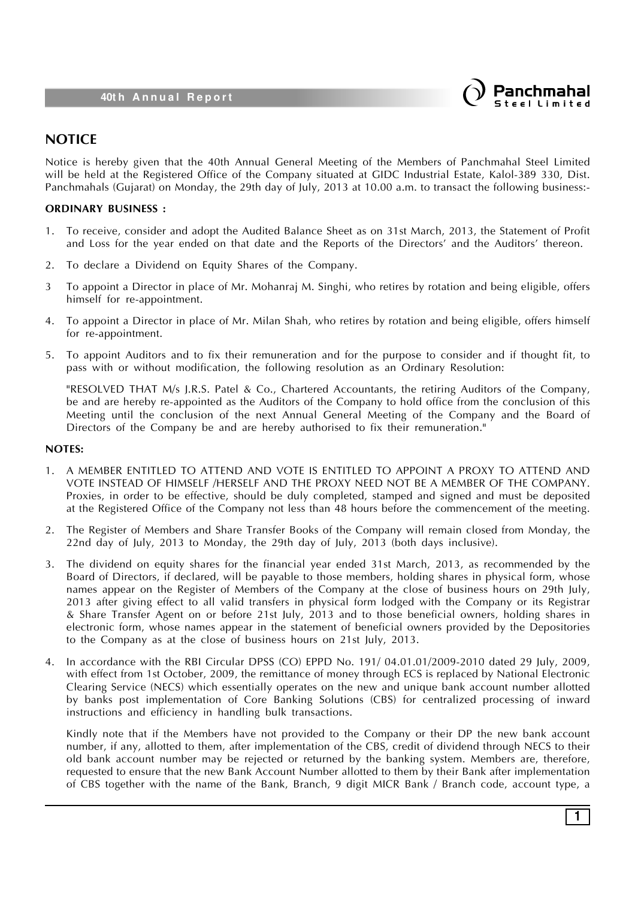## NOTICE

Notice is hereby given that the 40th Annual General Meeting of the Members of Panchmahal Steel Limited will be held at the Registered Office of the Company situated at GIDC Industrial Estate, Kalol-389 330, Dist. Panchmahals (Gujarat) on Monday, the 29th day of July, 2013 at 10.00 a.m. to transact the following business:-

**ORDINARY BUSINESS :**

1. To receive, consider and adopt the Audited Balance Sheet as on 31st March, 2013, the Statement of Profit and Loss for the year ended on that date and the Reports of the Directors' and the Auditors' thereon.
2. To declare a Dividend on Equity Shares of the Company.
3. To appoint a Director in place of Mr. Mohanraj M. Singhi, who retires by rotation and being eligible, offers himself for re-appointment.
4. To appoint a Director in place of Mr. Milan Shah, who retires by rotation and being eligible, offers himself for re-appointment.
5. To appoint Auditors and to fix their remuneration and for the purpose to consider and if thought fit, to pass with or without modification, the following resolution as an Ordinary Resolution:

   "RESOLVED THAT M/s J.R.S. Patel & Co., Chartered Accountants, the retiring Auditors of the Company, be and are hereby re-appointed as the Auditors of the Company to hold office from the conclusion of this Meeting until the conclusion of the next Annual General Meeting of the Company and the Board of Directors of the Company be and are hereby authorised to fix their remuneration."

**NOTES:**

1. A MEMBER ENTITLED TO ATTEND AND VOTE IS ENTITLED TO APPOINT A PROXY TO ATTEND AND VOTE INSTEAD OF HIMSELF /HERSELF AND THE PROXY NEED NOT BE A MEMBER OF THE COMPANY. Proxies, in order to be effective, should be duly completed, stamped and signed and must be deposited at the Registered Office of the Company not less than 48 hours before the commencement of the meeting.
2. The Register of Members and Share Transfer Books of the Company will remain closed from Monday, the 22nd day of July, 2013 to Monday, the 29th day of July, 2013 (both days inclusive).
3. The dividend on equity shares for the financial year ended 31st March, 2013, as recommended by the Board of Directors, if declared, will be payable to those members, holding shares in physical form, whose names appear on the Register of Members of the Company at the close of business hours on 29th July, 2013 after giving effect to all valid transfers in physical form lodged with the Company or its Registrar & Share Transfer Agent on or before 21st July, 2013 and to those beneficial owners, holding shares in electronic form, whose names appear in the statement of beneficial owners provided by the Depositories to the Company as at the close of business hours on 21st July, 2013.
4. In accordance with the RBI Circular DPSS (CO) EPPD No. 191/ 04.01.01/2009-2010 dated 29 July, 2009, with effect from 1st October, 2009, the remittance of money through ECS is replaced by National Electronic Clearing Service (NECS) which essentially operates on the new and unique bank account number allotted by banks post implementation of Core Banking Solutions (CBS) for centralized processing of inward instructions and efficiency in handling bulk transactions.

   Kindly note that if the Members have not provided to the Company or their DP the new bank account number, if any, allotted to them, after implementation of the CBS, credit of dividend through NECS to their old bank account number may be rejected or returned by the banking system. Members are, therefore, requested to ensure that the new Bank Account Number allotted to them by their Bank after implementation of CBS together with the name of the Bank, Branch, 9 digit MICR Bank / Branch code, account type, a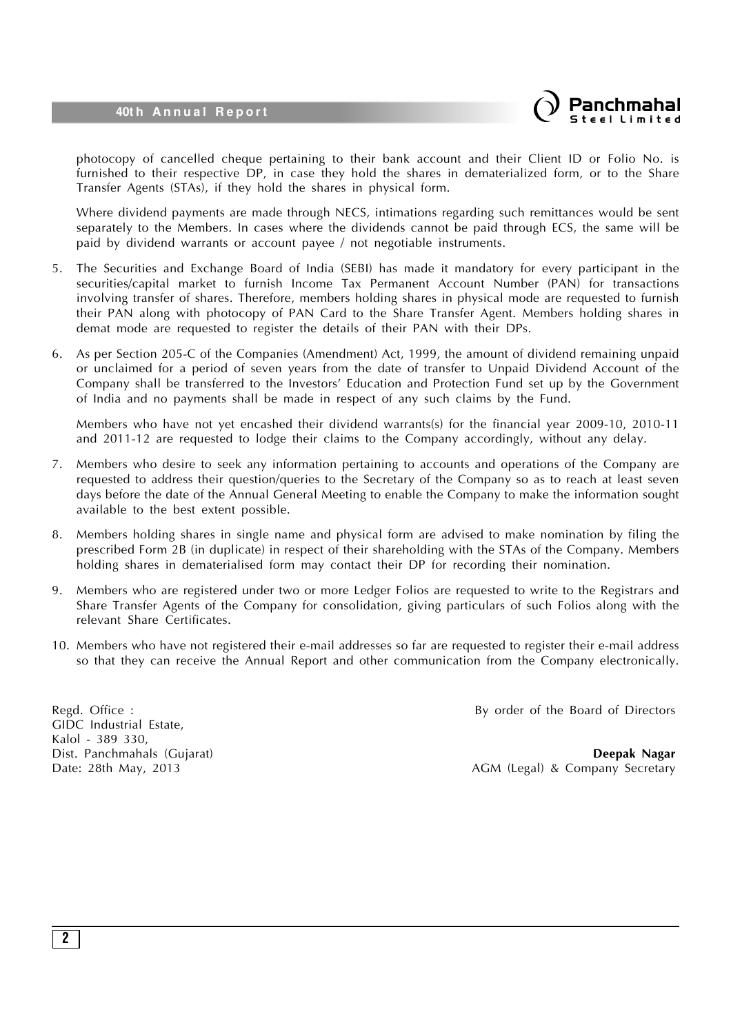photocopy of cancelled cheque pertaining to their bank account and their Client ID or Folio No. is furnished to their respective DP, in case they hold the shares in dematerialized form, or to the Share Transfer Agents (STAs), if they hold the shares in physical form.

Where dividend payments are made through NECS, intimations regarding such remittances would be sent separately to the Members. In cases where the dividends cannot be paid through ECS, the same will be paid by dividend warrants or account payee / not negotiable instruments.

5. The Securities and Exchange Board of India (SEBI) has made it mandatory for every participant in the securities/capital market to furnish Income Tax Permanent Account Number (PAN) for transactions involving transfer of shares. Therefore, members holding shares in physical mode are requested to furnish their PAN along with photocopy of PAN Card to the Share Transfer Agent. Members holding shares in demat mode are requested to register the details of their PAN with their DPs.

6. As per Section 205-C of the Companies (Amendment) Act, 1999, the amount of dividend remaining unpaid or unclaimed for a period of seven years from the date of transfer to Unpaid Dividend Account of the Company shall be transferred to the Investors' Education and Protection Fund set up by the Government of India and no payments shall be made in respect of any such claims by the Fund.

   Members who have not yet encashed their dividend warrants(s) for the financial year 2009-10, 2010-11 and 2011-12 are requested to lodge their claims to the Company accordingly, without any delay.

7. Members who desire to seek any information pertaining to accounts and operations of the Company are requested to address their question/queries to the Secretary of the Company so as to reach at least seven days before the date of the Annual General Meeting to enable the Company to make the information sought available to the best extent possible.

8. Members holding shares in single name and physical form are advised to make nomination by filing the prescribed Form 2B (in duplicate) in respect of their shareholding with the STAs of the Company. Members holding shares in dematerialised form may contact their DP for recording their nomination.

9. Members who are registered under two or more Ledger Folios are requested to write to the Registrars and Share Transfer Agents of the Company for consolidation, giving particulars of such Folios along with the relevant Share Certificates.

10. Members who have not registered their e-mail addresses so far are requested to register their e-mail address so that they can receive the Annual Report and other communication from the Company electronically.

Regd. Office :
GIDC Industrial Estate,
Kalol - 389 330,
Dist. Panchmahals (Gujarat)
Date: 28th May, 2013

By order of the Board of Directors

**Deepak Nagar**
AGM (Legal) & Company Secretary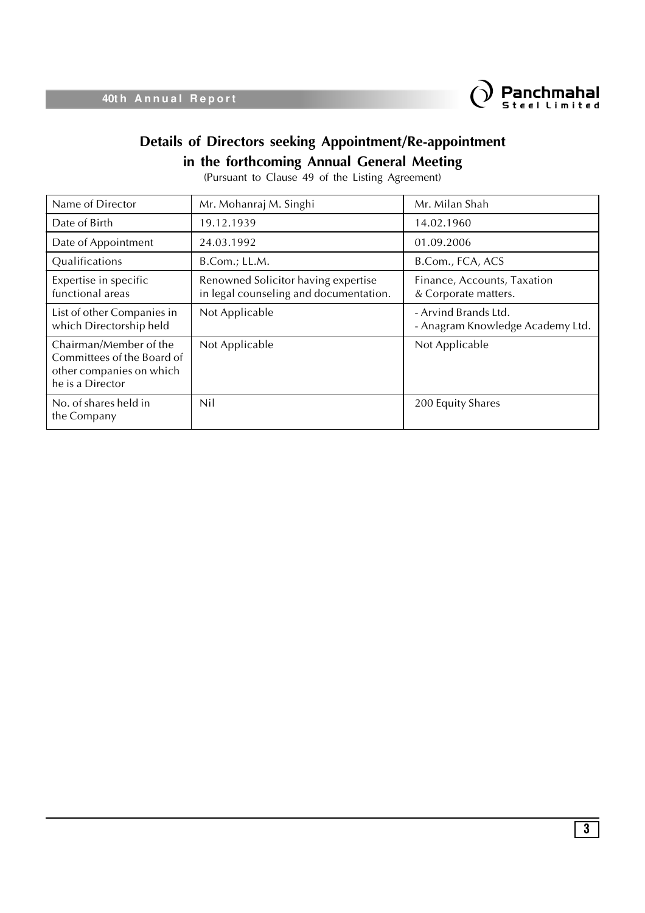## Details of Directors seeking Appointment/Re-appointment in the forthcoming Annual General Meeting

(Pursuant to Clause 49 of the Listing Agreement)

| Name of Director | Mr. Mohanraj M. Singhi | Mr. Milan Shah |
| --- | --- | --- |
| Date of Birth | 19.12.1939 | 14.02.1960 |
| Date of Appointment | 24.03.1992 | 01.09.2006 |
| Qualifications | B.Com.; LL.M. | B.Com., FCA, ACS |
| Expertise in specific functional areas | Renowned Solicitor having expertise in legal counseling and documentation. | Finance, Accounts, Taxation & Corporate matters. |
| List of other Companies in which Directorship held | Not Applicable | - Arvind Brands Ltd.<br>- Anagram Knowledge Academy Ltd. |
| Chairman/Member of the Committees of the Board of other companies on which he is a Director | Not Applicable | Not Applicable |
| No. of shares held in the Company | Nil | 200 Equity Shares |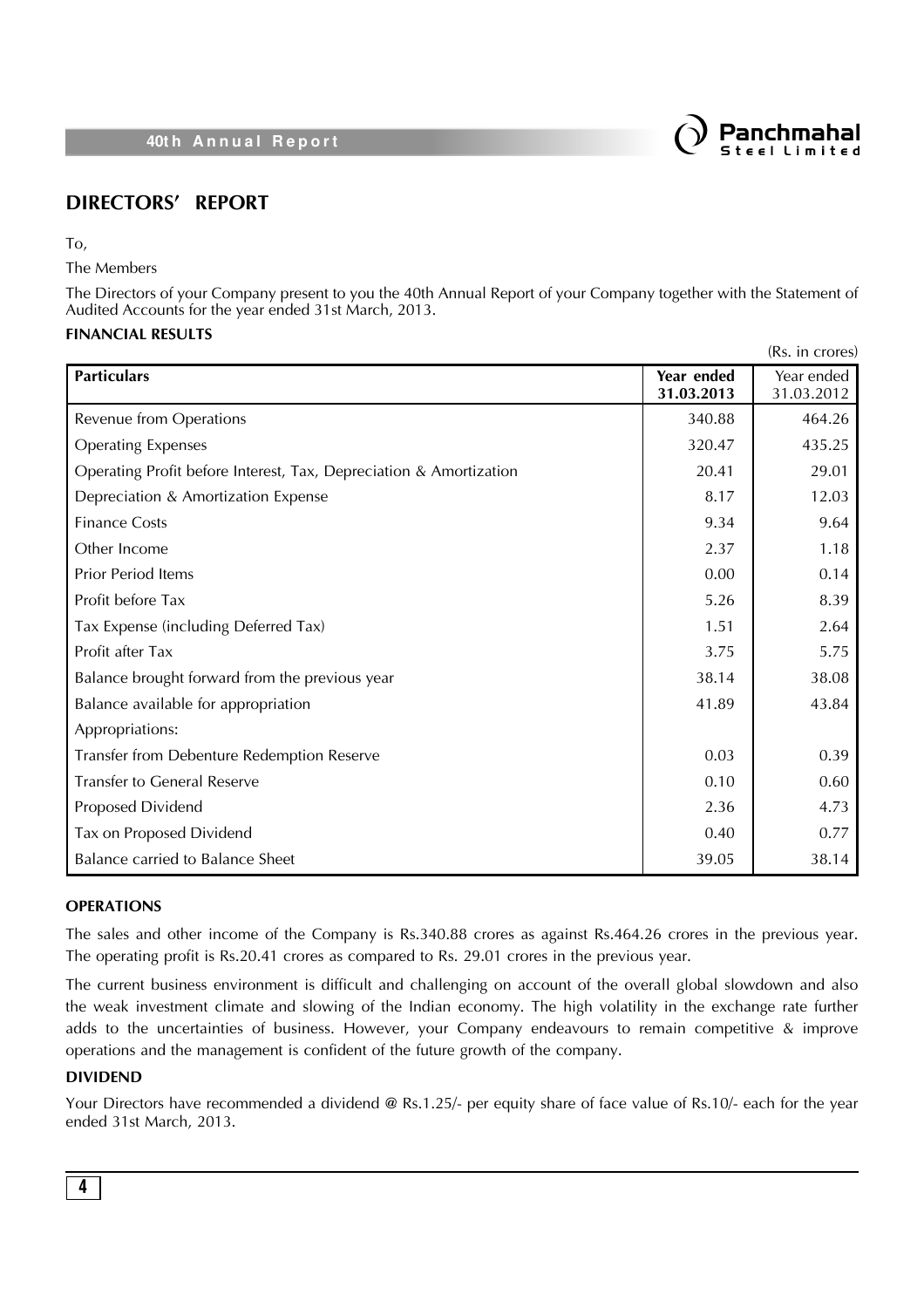# DIRECTORS' REPORT

To,

The Members

The Directors of your Company present to you the 40th Annual Report of your Company together with the Statement of Audited Accounts for the year ended 31st March, 2013.

**FINANCIAL RESULTS**

(Rs. in crores)

| Particulars | Year ended 31.03.2013 | Year ended 31.03.2012 |
|---|---|---|
| Revenue from Operations | 340.88 | 464.26 |
| Operating Expenses | 320.47 | 435.25 |
| Operating Profit before Interest, Tax, Depreciation & Amortization | 20.41 | 29.01 |
| Depreciation & Amortization Expense | 8.17 | 12.03 |
| Finance Costs | 9.34 | 9.64 |
| Other Income | 2.37 | 1.18 |
| Prior Period Items | 0.00 | 0.14 |
| Profit before Tax | 5.26 | 8.39 |
| Tax Expense (including Deferred Tax) | 1.51 | 2.64 |
| Profit after Tax | 3.75 | 5.75 |
| Balance brought forward from the previous year | 38.14 | 38.08 |
| Balance available for appropriation | 41.89 | 43.84 |
| Appropriations: | | |
| Transfer from Debenture Redemption Reserve | 0.03 | 0.39 |
| Transfer to General Reserve | 0.10 | 0.60 |
| Proposed Dividend | 2.36 | 4.73 |
| Tax on Proposed Dividend | 0.40 | 0.77 |
| Balance carried to Balance Sheet | 39.05 | 38.14 |

**OPERATIONS**

The sales and other income of the Company is Rs.340.88 crores as against Rs.464.26 crores in the previous year. The operating profit is Rs.20.41 crores as compared to Rs. 29.01 crores in the previous year.

The current business environment is difficult and challenging on account of the overall global slowdown and also the weak investment climate and slowing of the Indian economy. The high volatility in the exchange rate further adds to the uncertainties of business. However, your Company endeavours to remain competitive & improve operations and the management is confident of the future growth of the company.

**DIVIDEND**

Your Directors have recommended a dividend @ Rs.1.25/- per equity share of face value of Rs.10/- each for the year ended 31st March, 2013.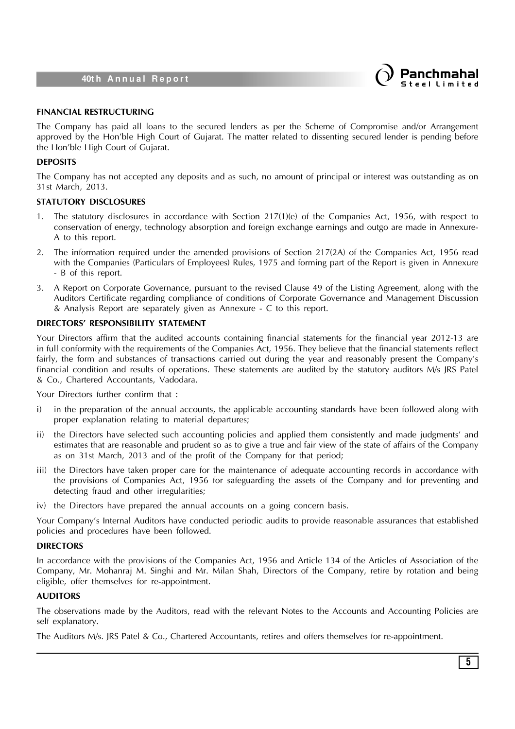## FINANCIAL RESTRUCTURING

The Company has paid all loans to the secured lenders as per the Scheme of Compromise and/or Arrangement approved by the Hon'ble High Court of Gujarat. The matter related to dissenting secured lender is pending before the Hon'ble High Court of Gujarat.

## DEPOSITS

The Company has not accepted any deposits and as such, no amount of principal or interest was outstanding as on 31st March, 2013.

## STATUTORY DISCLOSURES

1. The statutory disclosures in accordance with Section 217(1)(e) of the Companies Act, 1956, with respect to conservation of energy, technology absorption and foreign exchange earnings and outgo are made in Annexure-A to this report.
2. The information required under the amended provisions of Section 217(2A) of the Companies Act, 1956 read with the Companies (Particulars of Employees) Rules, 1975 and forming part of the Report is given in Annexure - B of this report.
3. A Report on Corporate Governance, pursuant to the revised Clause 49 of the Listing Agreement, along with the Auditors Certificate regarding compliance of conditions of Corporate Governance and Management Discussion & Analysis Report are separately given as Annexure - C to this report.

## DIRECTORS' RESPONSIBILITY STATEMENT

Your Directors affirm that the audited accounts containing financial statements for the financial year 2012-13 are in full conformity with the requirements of the Companies Act, 1956. They believe that the financial statements reflect fairly, the form and substances of transactions carried out during the year and reasonably present the Company's financial condition and results of operations. These statements are audited by the statutory auditors M/s JRS Patel & Co., Chartered Accountants, Vadodara.

Your Directors further confirm that :

i) in the preparation of the annual accounts, the applicable accounting standards have been followed along with proper explanation relating to material departures;

ii) the Directors have selected such accounting policies and applied them consistently and made judgments' and estimates that are reasonable and prudent so as to give a true and fair view of the state of affairs of the Company as on 31st March, 2013 and of the profit of the Company for that period;

iii) the Directors have taken proper care for the maintenance of adequate accounting records in accordance with the provisions of Companies Act, 1956 for safeguarding the assets of the Company and for preventing and detecting fraud and other irregularities;

iv) the Directors have prepared the annual accounts on a going concern basis.

Your Company's Internal Auditors have conducted periodic audits to provide reasonable assurances that established policies and procedures have been followed.

## DIRECTORS

In accordance with the provisions of the Companies Act, 1956 and Article 134 of the Articles of Association of the Company, Mr. Mohanraj M. Singhi and Mr. Milan Shah, Directors of the Company, retire by rotation and being eligible, offer themselves for re-appointment.

## AUDITORS

The observations made by the Auditors, read with the relevant Notes to the Accounts and Accounting Policies are self explanatory.

The Auditors M/s. JRS Patel & Co., Chartered Accountants, retires and offers themselves for re-appointment.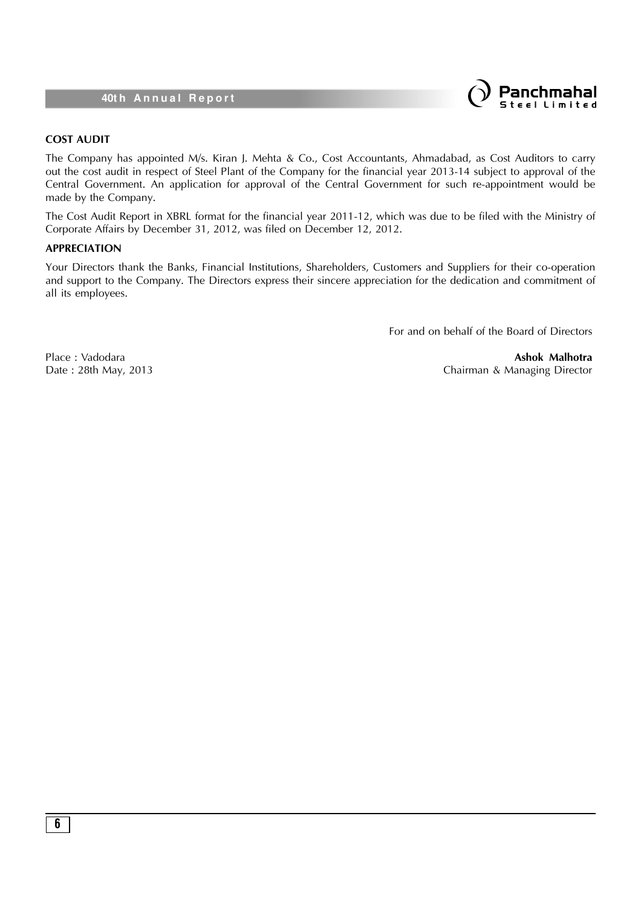## COST AUDIT

The Company has appointed M/s. Kiran J. Mehta & Co., Cost Accountants, Ahmadabad, as Cost Auditors to carry out the cost audit in respect of Steel Plant of the Company for the financial year 2013-14 subject to approval of the Central Government. An application for approval of the Central Government for such re-appointment would be made by the Company.

The Cost Audit Report in XBRL format for the financial year 2011-12, which was due to be filed with the Ministry of Corporate Affairs by December 31, 2012, was filed on December 12, 2012.

## APPRECIATION

Your Directors thank the Banks, Financial Institutions, Shareholders, Customers and Suppliers for their co-operation and support to the Company. The Directors express their sincere appreciation for the dedication and commitment of all its employees.

For and on behalf of the Board of Directors

Place : Vadodara
Date : 28th May, 2013

**Ashok Malhotra**
Chairman & Managing Director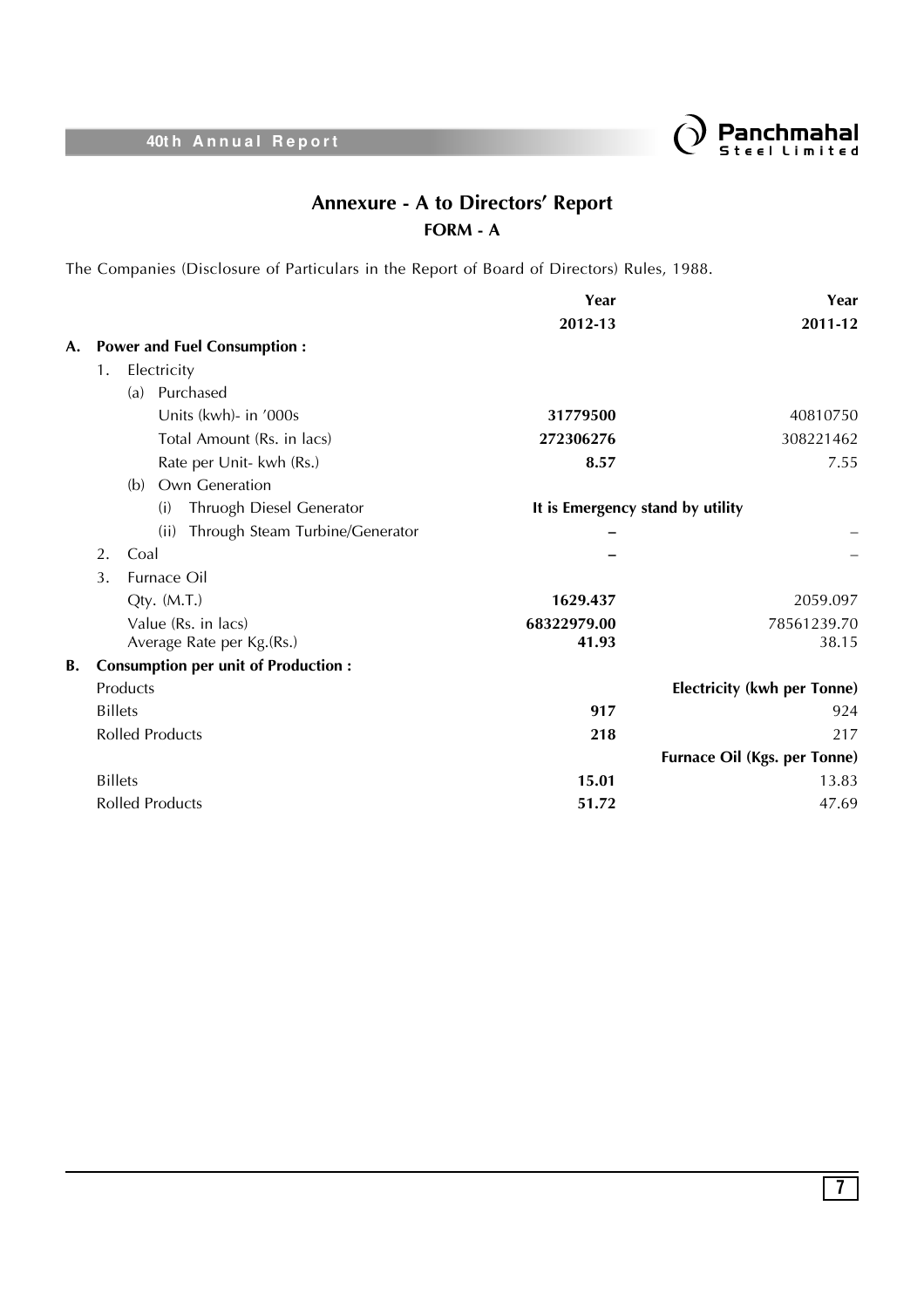# Annexure - A to Directors' Report

## FORM - A

The Companies (Disclosure of Particulars in the Report of Board of Directors) Rules, 1988.

| | Year 2012-13 | Year 2011-12 |
|---|---|---|
| **A. Power and Fuel Consumption :** | | |
| 1. Electricity | | |
| (a) Purchased | | |
| Units (kwh)- in '000s | **31779500** | 40810750 |
| Total Amount (Rs. in lacs) | **272306276** | 308221462 |
| Rate per Unit- kwh (Rs.) | **8.57** | 7.55 |
| (b) Own Generation | | |
| (i) Thruogh Diesel Generator | **It is Emergency stand by utility** | |
| (ii) Through Steam Turbine/Generator | **–** | – |
| 2. Coal | **–** | – |
| 3. Furnace Oil | | |
| Qty. (M.T.) | **1629.437** | 2059.097 |
| Value (Rs. in lacs) | **68322979.00** | 78561239.70 |
| Average Rate per Kg.(Rs.) | **41.93** | 38.15 |
| **B. Consumption per unit of Production :** | | |
| Products | | **Electricity (kwh per Tonne)** |
| Billets | **917** | 924 |
| Rolled Products | **218** | 217 |
| | | **Furnace Oil (Kgs. per Tonne)** |
| Billets | **15.01** | 13.83 |
| Rolled Products | **51.72** | 47.69 |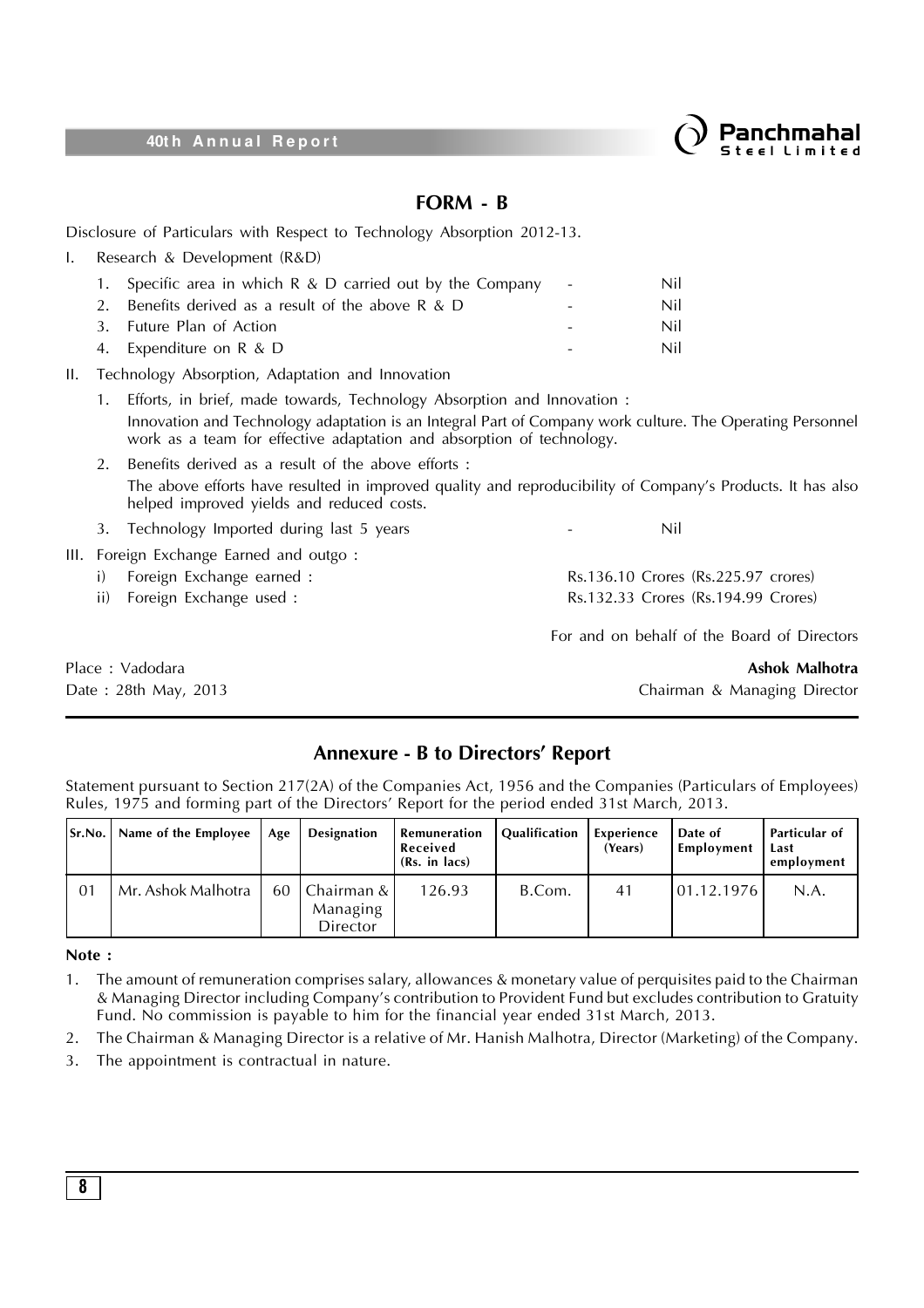## FORM - B

Disclosure of Particulars with Respect to Technology Absorption 2012-13.

I. Research & Development (R&D)

1. Specific area in which R & D carried out by the Company - Nil
2. Benefits derived as a result of the above R & D - Nil
3. Future Plan of Action - Nil
4. Expenditure on R & D - Nil

II. Technology Absorption, Adaptation and Innovation

1. Efforts, in brief, made towards, Technology Absorption and Innovation :

   Innovation and Technology adaptation is an Integral Part of Company work culture. The Operating Personnel work as a team for effective adaptation and absorption of technology.

2. Benefits derived as a result of the above efforts :

   The above efforts have resulted in improved quality and reproducibility of Company's Products. It has also helped improved yields and reduced costs.

3. Technology Imported during last 5 years - Nil

III. Foreign Exchange Earned and outgo :

i) Foreign Exchange earned : Rs.136.10 Crores (Rs.225.97 crores)

ii) Foreign Exchange used : Rs.132.33 Crores (Rs.194.99 Crores)

For and on behalf of the Board of Directors

Place : Vadodara
Date : 28th May, 2013

**Ashok Malhotra**
Chairman & Managing Director

## Annexure - B to Directors' Report

Statement pursuant to Section 217(2A) of the Companies Act, 1956 and the Companies (Particulars of Employees) Rules, 1975 and forming part of the Directors' Report for the period ended 31st March, 2013.

| Sr.No. | Name of the Employee | Age | Designation | Remuneration Received (Rs. in lacs) | Qualification | Experience (Years) | Date of Employment | Particular of Last employment |
|---|---|---|---|---|---|---|---|---|
| 01 | Mr. Ashok Malhotra | 60 | Chairman & Managing Director | 126.93 | B.Com. | 41 | 01.12.1976 | N.A. |

**Note :**

1. The amount of remuneration comprises salary, allowances & monetary value of perquisites paid to the Chairman & Managing Director including Company's contribution to Provident Fund but excludes contribution to Gratuity Fund. No commission is payable to him for the financial year ended 31st March, 2013.
2. The Chairman & Managing Director is a relative of Mr. Hanish Malhotra, Director (Marketing) of the Company.
3. The appointment is contractual in nature.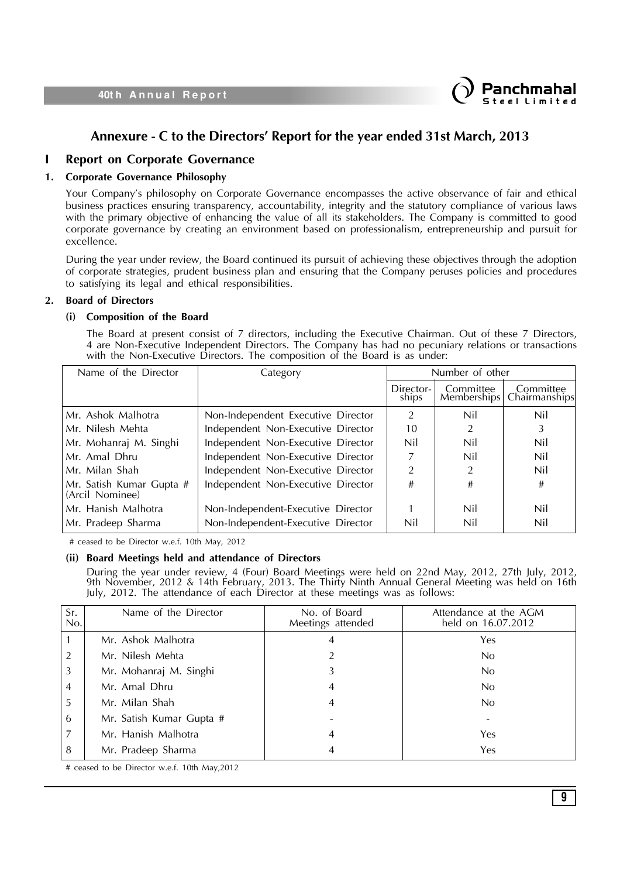# Annexure - C to the Directors' Report for the year ended 31st March, 2013

## I Report on Corporate Governance

### 1. Corporate Governance Philosophy

Your Company's philosophy on Corporate Governance encompasses the active observance of fair and ethical business practices ensuring transparency, accountability, integrity and the statutory compliance of various laws with the primary objective of enhancing the value of all its stakeholders. The Company is committed to good corporate governance by creating an environment based on professionalism, entrepreneurship and pursuit for excellence.

During the year under review, the Board continued its pursuit of achieving these objectives through the adoption of corporate strategies, prudent business plan and ensuring that the Company peruses policies and procedures to satisfying its legal and ethical responsibilities.

### 2. Board of Directors

#### (i) Composition of the Board

The Board at present consist of 7 directors, including the Executive Chairman. Out of these 7 Directors, 4 are Non-Executive Independent Directors. The Company has had no pecuniary relations or transactions with the Non-Executive Directors. The composition of the Board is as under:

| Name of the Director | Category | Number of other | | |
|---|---|---|---|---|
| | | Directorships | Committee Memberships | Committee Chairmanships |
| Mr. Ashok Malhotra | Non-Independent Executive Director | 2 | Nil | Nil |
| Mr. Nilesh Mehta | Independent Non-Executive Director | 10 | 2 | 3 |
| Mr. Mohanraj M. Singhi | Independent Non-Executive Director | Nil | Nil | Nil |
| Mr. Amal Dhru | Independent Non-Executive Director | 7 | Nil | Nil |
| Mr. Milan Shah | Independent Non-Executive Director | 2 | 2 | Nil |
| Mr. Satish Kumar Gupta # (Arcil Nominee) | Independent Non-Executive Director | # | # | # |
| Mr. Hanish Malhotra | Non-Independent-Executive Director | 1 | Nil | Nil |
| Mr. Pradeep Sharma | Non-Independent-Executive Director | Nil | Nil | Nil |

# ceased to be Director w.e.f. 10th May, 2012

#### (ii) Board Meetings held and attendance of Directors

During the year under review, 4 (Four) Board Meetings were held on 22nd May, 2012, 27th July, 2012, 9th November, 2012 & 14th February, 2013. The Thirty Ninth Annual General Meeting was held on 16th July, 2012. The attendance of each Director at these meetings was as follows:

| Sr. No. | Name of the Director | No. of Board Meetings attended | Attendance at the AGM held on 16.07.2012 |
|---|---|---|---|
| 1 | Mr. Ashok Malhotra | 4 | Yes |
| 2 | Mr. Nilesh Mehta | 2 | No |
| 3 | Mr. Mohanraj M. Singhi | 3 | No |
| 4 | Mr. Amal Dhru | 4 | No |
| 5 | Mr. Milan Shah | 4 | No |
| 6 | Mr. Satish Kumar Gupta # | - | - |
| 7 | Mr. Hanish Malhotra | 4 | Yes |
| 8 | Mr. Pradeep Sharma | 4 | Yes |

# ceased to be Director w.e.f. 10th May,2012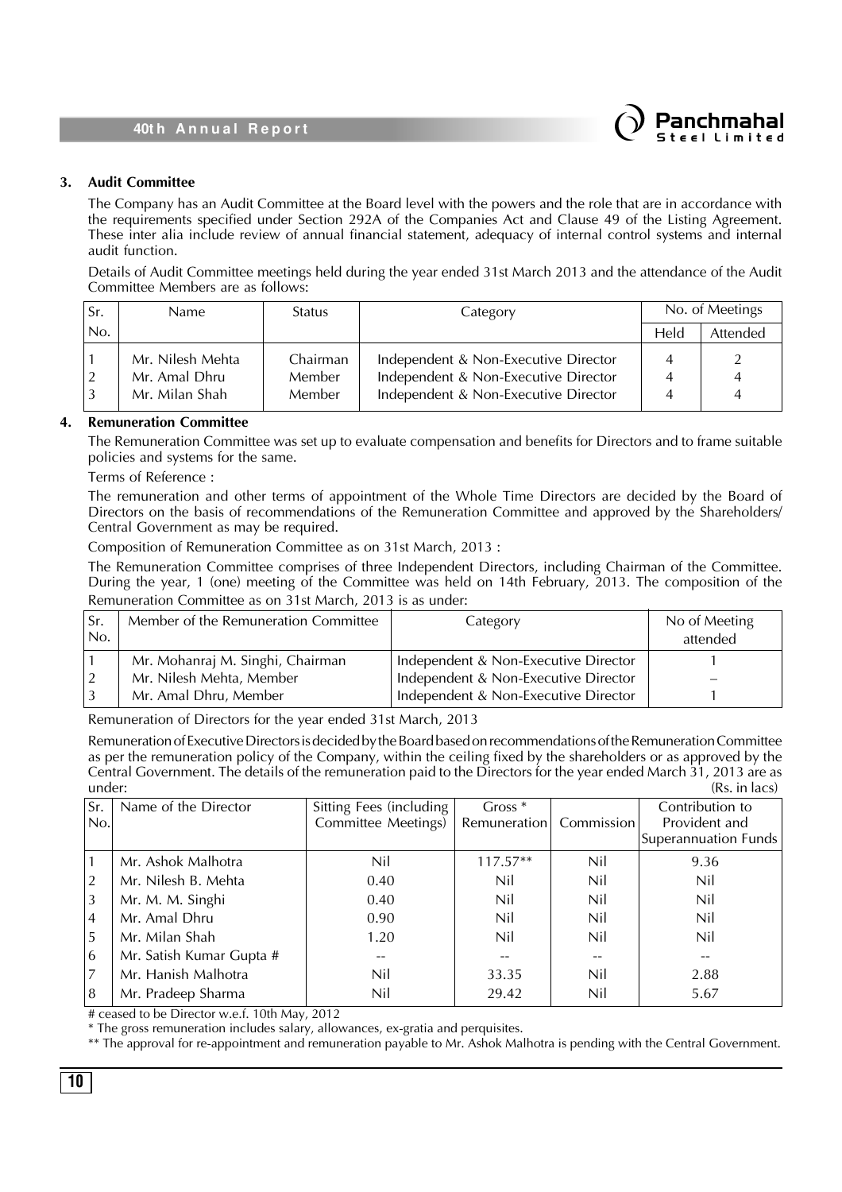### 3. Audit Committee

The Company has an Audit Committee at the Board level with the powers and the role that are in accordance with the requirements specified under Section 292A of the Companies Act and Clause 49 of the Listing Agreement. These inter alia include review of annual financial statement, adequacy of internal control systems and internal audit function.

Details of Audit Committee meetings held during the year ended 31st March 2013 and the attendance of the Audit Committee Members are as follows:

| Sr. No. | Name | Status | Category | No. of Meetings | |
|---|---|---|---|---|---|
| | | | | Held | Attended |
| 1 | Mr. Nilesh Mehta | Chairman | Independent & Non-Executive Director | 4 | 2 |
| 2 | Mr. Amal Dhru | Member | Independent & Non-Executive Director | 4 | 4 |
| 3 | Mr. Milan Shah | Member | Independent & Non-Executive Director | 4 | 4 |

### 4. Remuneration Committee

The Remuneration Committee was set up to evaluate compensation and benefits for Directors and to frame suitable policies and systems for the same.

Terms of Reference :

The remuneration and other terms of appointment of the Whole Time Directors are decided by the Board of Directors on the basis of recommendations of the Remuneration Committee and approved by the Shareholders/ Central Government as may be required.

Composition of Remuneration Committee as on 31st March, 2013 :

The Remuneration Committee comprises of three Independent Directors, including Chairman of the Committee. During the year, 1 (one) meeting of the Committee was held on 14th February, 2013. The composition of the Remuneration Committee as on 31st March, 2013 is as under:

| Sr. No. | Member of the Remuneration Committee | Category | No of Meeting attended |
|---|---|---|---|
| 1 | Mr. Mohanraj M. Singhi, Chairman | Independent & Non-Executive Director | 1 |
| 2 | Mr. Nilesh Mehta, Member | Independent & Non-Executive Director | – |
| 3 | Mr. Amal Dhru, Member | Independent & Non-Executive Director | 1 |

Remuneration of Directors for the year ended 31st March, 2013

Remuneration of Executive Directors is decided by the Board based on recommendations of the Remuneration Committee as per the remuneration policy of the Company, within the ceiling fixed by the shareholders or as approved by the Central Government. The details of the remuneration paid to the Directors for the year ended March 31, 2013 are as under: (Rs. in lacs)

| Sr. No. | Name of the Director | Sitting Fees (including Committee Meetings) | Gross * Remuneration | Commission | Contribution to Provident and Superannuation Funds |
|---|---|---|---|---|---|
| 1 | Mr. Ashok Malhotra | Nil | 117.57** | Nil | 9.36 |
| 2 | Mr. Nilesh B. Mehta | 0.40 | Nil | Nil | Nil |
| 3 | Mr. M. M. Singhi | 0.40 | Nil | Nil | Nil |
| 4 | Mr. Amal Dhru | 0.90 | Nil | Nil | Nil |
| 5 | Mr. Milan Shah | 1.20 | Nil | Nil | Nil |
| 6 | Mr. Satish Kumar Gupta # | -- | -- | -- | -- |
| 7 | Mr. Hanish Malhotra | Nil | 33.35 | Nil | 2.88 |
| 8 | Mr. Pradeep Sharma | Nil | 29.42 | Nil | 5.67 |

# ceased to be Director w.e.f. 10th May, 2012

* The gross remuneration includes salary, allowances, ex-gratia and perquisites.

** The approval for re-appointment and remuneration payable to Mr. Ashok Malhotra is pending with the Central Government.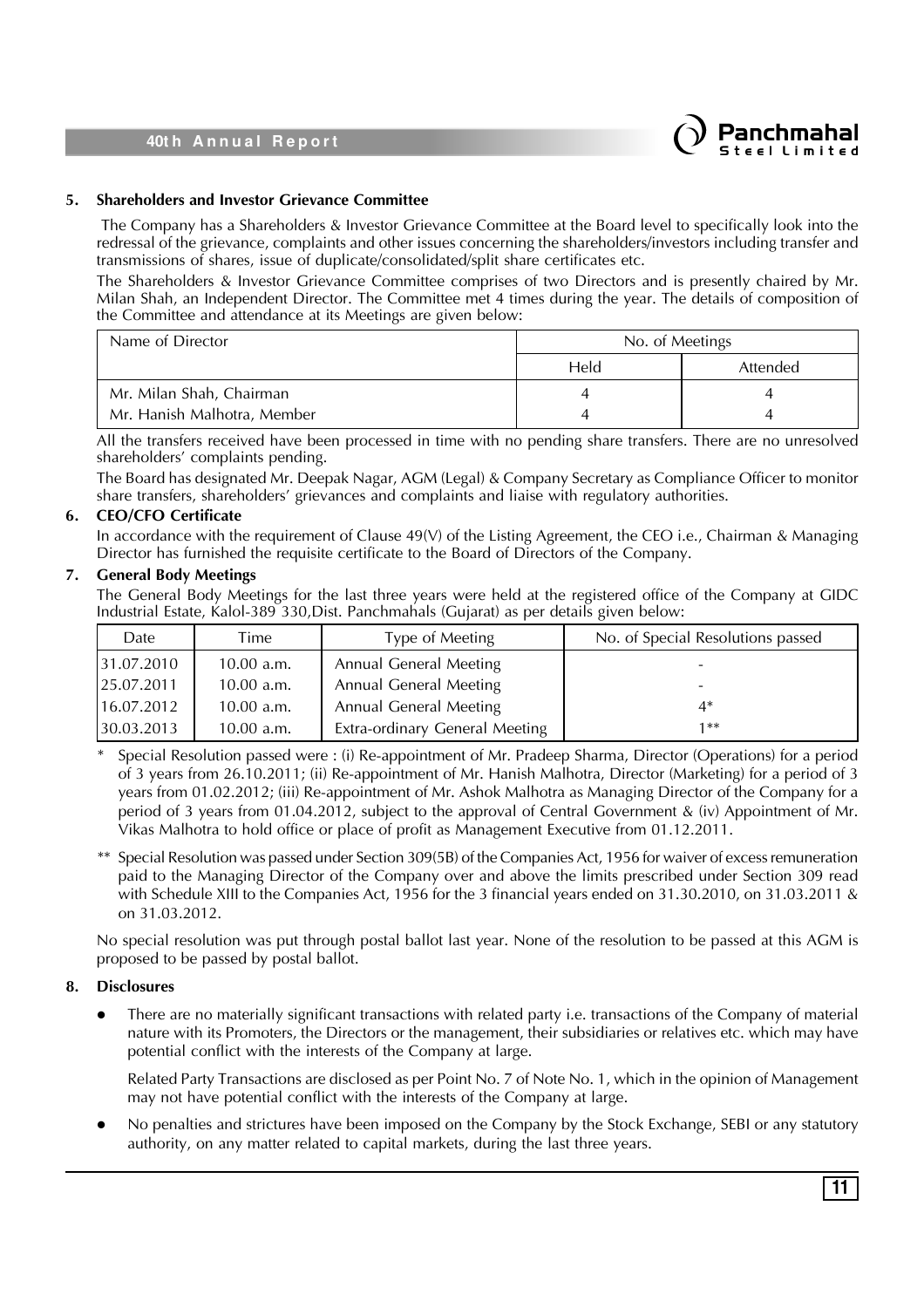### 5. Shareholders and Investor Grievance Committee

The Company has a Shareholders & Investor Grievance Committee at the Board level to specifically look into the redressal of the grievance, complaints and other issues concerning the shareholders/investors including transfer and transmissions of shares, issue of duplicate/consolidated/split share certificates etc.

The Shareholders & Investor Grievance Committee comprises of two Directors and is presently chaired by Mr. Milan Shah, an Independent Director. The Committee met 4 times during the year. The details of composition of the Committee and attendance at its Meetings are given below:

| Name of Director | No. of Meetings | |
|---|---|---|
| | Held | Attended |
| Mr. Milan Shah, Chairman | 4 | 4 |
| Mr. Hanish Malhotra, Member | 4 | 4 |

All the transfers received have been processed in time with no pending share transfers. There are no unresolved shareholders' complaints pending.

The Board has designated Mr. Deepak Nagar, AGM (Legal) & Company Secretary as Compliance Officer to monitor share transfers, shareholders' grievances and complaints and liaise with regulatory authorities.

### 6. CEO/CFO Certificate

In accordance with the requirement of Clause 49(V) of the Listing Agreement, the CEO i.e., Chairman & Managing Director has furnished the requisite certificate to the Board of Directors of the Company.

### 7. General Body Meetings

The General Body Meetings for the last three years were held at the registered office of the Company at GIDC Industrial Estate, Kalol-389 330,Dist. Panchmahals (Gujarat) as per details given below:

| Date | Time | Type of Meeting | No. of Special Resolutions passed |
|---|---|---|---|
| 31.07.2010 | 10.00 a.m. | Annual General Meeting | - |
| 25.07.2011 | 10.00 a.m. | Annual General Meeting | - |
| 16.07.2012 | 10.00 a.m. | Annual General Meeting | 4* |
| 30.03.2013 | 10.00 a.m. | Extra-ordinary General Meeting | 1** |

\* Special Resolution passed were : (i) Re-appointment of Mr. Pradeep Sharma, Director (Operations) for a period of 3 years from 26.10.2011; (ii) Re-appointment of Mr. Hanish Malhotra, Director (Marketing) for a period of 3 years from 01.02.2012; (iii) Re-appointment of Mr. Ashok Malhotra as Managing Director of the Company for a period of 3 years from 01.04.2012, subject to the approval of Central Government & (iv) Appointment of Mr. Vikas Malhotra to hold office or place of profit as Management Executive from 01.12.2011.

\*\* Special Resolution was passed under Section 309(5B) of the Companies Act, 1956 for waiver of excess remuneration paid to the Managing Director of the Company over and above the limits prescribed under Section 309 read with Schedule XIII to the Companies Act, 1956 for the 3 financial years ended on 31.30.2010, on 31.03.2011 & on 31.03.2012.

No special resolution was put through postal ballot last year. None of the resolution to be passed at this AGM is proposed to be passed by postal ballot.

### 8. Disclosures

- There are no materially significant transactions with related party i.e. transactions of the Company of material nature with its Promoters, the Directors or the management, their subsidiaries or relatives etc. which may have potential conflict with the interests of the Company at large.

  Related Party Transactions are disclosed as per Point No. 7 of Note No. 1, which in the opinion of Management may not have potential conflict with the interests of the Company at large.

- No penalties and strictures have been imposed on the Company by the Stock Exchange, SEBI or any statutory authority, on any matter related to capital markets, during the last three years.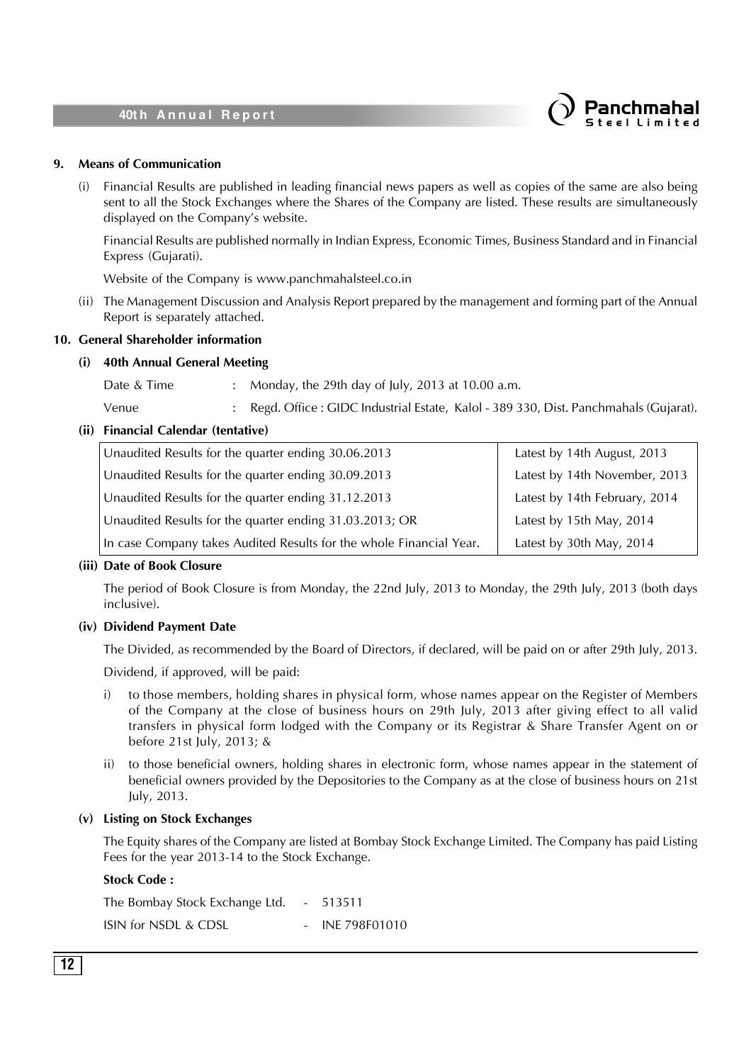## 9. Means of Communication

(i) Financial Results are published in leading financial news papers as well as copies of the same are also being sent to all the Stock Exchanges where the Shares of the Company are listed. These results are simultaneously displayed on the Company's website.

Financial Results are published normally in Indian Express, Economic Times, Business Standard and in Financial Express (Gujarati).

Website of the Company is www.panchmahalsteel.co.in

(ii) The Management Discussion and Analysis Report prepared by the management and forming part of the Annual Report is separately attached.

## 10. General Shareholder information

### (i) 40th Annual General Meeting

Date & Time : Monday, the 29th day of July, 2013 at 10.00 a.m.

Venue : Regd. Office : GIDC Industrial Estate, Kalol - 389 330, Dist. Panchmahals (Gujarat).

### (ii) Financial Calendar (tentative)

| | |
|---|---|
| Unaudited Results for the quarter ending 30.06.2013 | Latest by 14th August, 2013 |
| Unaudited Results for the quarter ending 30.09.2013 | Latest by 14th November, 2013 |
| Unaudited Results for the quarter ending 31.12.2013 | Latest by 14th February, 2014 |
| Unaudited Results for the quarter ending 31.03.2013; OR | Latest by 15th May, 2014 |
| In case Company takes Audited Results for the whole Financial Year. | Latest by 30th May, 2014 |

### (iii) Date of Book Closure

The period of Book Closure is from Monday, the 22nd July, 2013 to Monday, the 29th July, 2013 (both days inclusive).

### (iv) Dividend Payment Date

The Divided, as recommended by the Board of Directors, if declared, will be paid on or after 29th July, 2013.

Dividend, if approved, will be paid:

i) to those members, holding shares in physical form, whose names appear on the Register of Members of the Company at the close of business hours on 29th July, 2013 after giving effect to all valid transfers in physical form lodged with the Company or its Registrar & Share Transfer Agent on or before 21st July, 2013; &

ii) to those beneficial owners, holding shares in electronic form, whose names appear in the statement of beneficial owners provided by the Depositories to the Company as at the close of business hours on 21st July, 2013.

### (v) Listing on Stock Exchanges

The Equity shares of the Company are listed at Bombay Stock Exchange Limited. The Company has paid Listing Fees for the year 2013-14 to the Stock Exchange.

**Stock Code :**

The Bombay Stock Exchange Ltd. - 513511

ISIN for NSDL & CDSL - INE 798F01010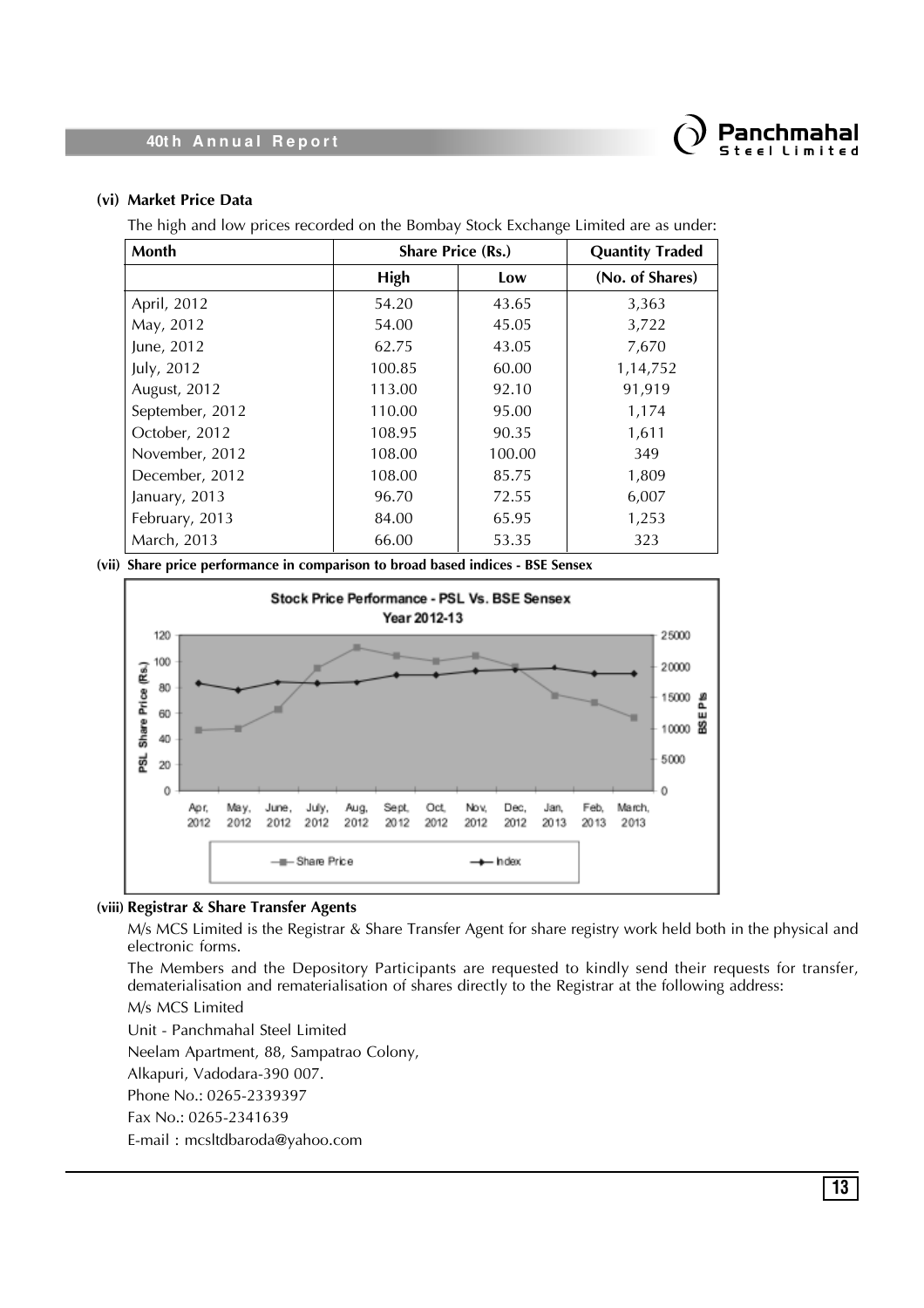### (vi) Market Price Data

The high and low prices recorded on the Bombay Stock Exchange Limited are as under:

| Month | Share Price (Rs.) | | Quantity Traded |
|---|---|---|---|
| | High | Low | (No. of Shares) |
| April, 2012 | 54.20 | 43.65 | 3,363 |
| May, 2012 | 54.00 | 45.05 | 3,722 |
| June, 2012 | 62.75 | 43.05 | 7,670 |
| July, 2012 | 100.85 | 60.00 | 1,14,752 |
| August, 2012 | 113.00 | 92.10 | 91,919 |
| September, 2012 | 110.00 | 95.00 | 1,174 |
| October, 2012 | 108.95 | 90.35 | 1,611 |
| November, 2012 | 108.00 | 100.00 | 349 |
| December, 2012 | 108.00 | 85.75 | 1,809 |
| January, 2013 | 96.70 | 72.55 | 6,007 |
| February, 2013 | 84.00 | 65.95 | 1,253 |
| March, 2013 | 66.00 | 53.35 | 323 |

### (vii) Share price performance in comparison to broad based indices - BSE Sensex

Stock Price Performance - PSL Vs. BSE Sensex
Year 2012-13

### (viii) Registrar & Share Transfer Agents

M/s MCS Limited is the Registrar & Share Transfer Agent for share registry work held both in the physical and electronic forms.

The Members and the Depository Participants are requested to kindly send their requests for transfer, dematerialisation and rematerialisation of shares directly to the Registrar at the following address:

M/s MCS Limited

Unit - Panchmahal Steel Limited

Neelam Apartment, 88, Sampatrao Colony,

Alkapuri, Vadodara-390 007.

Phone No.: 0265-2339397

Fax No.: 0265-2341639

E-mail : mcsltdbaroda@yahoo.com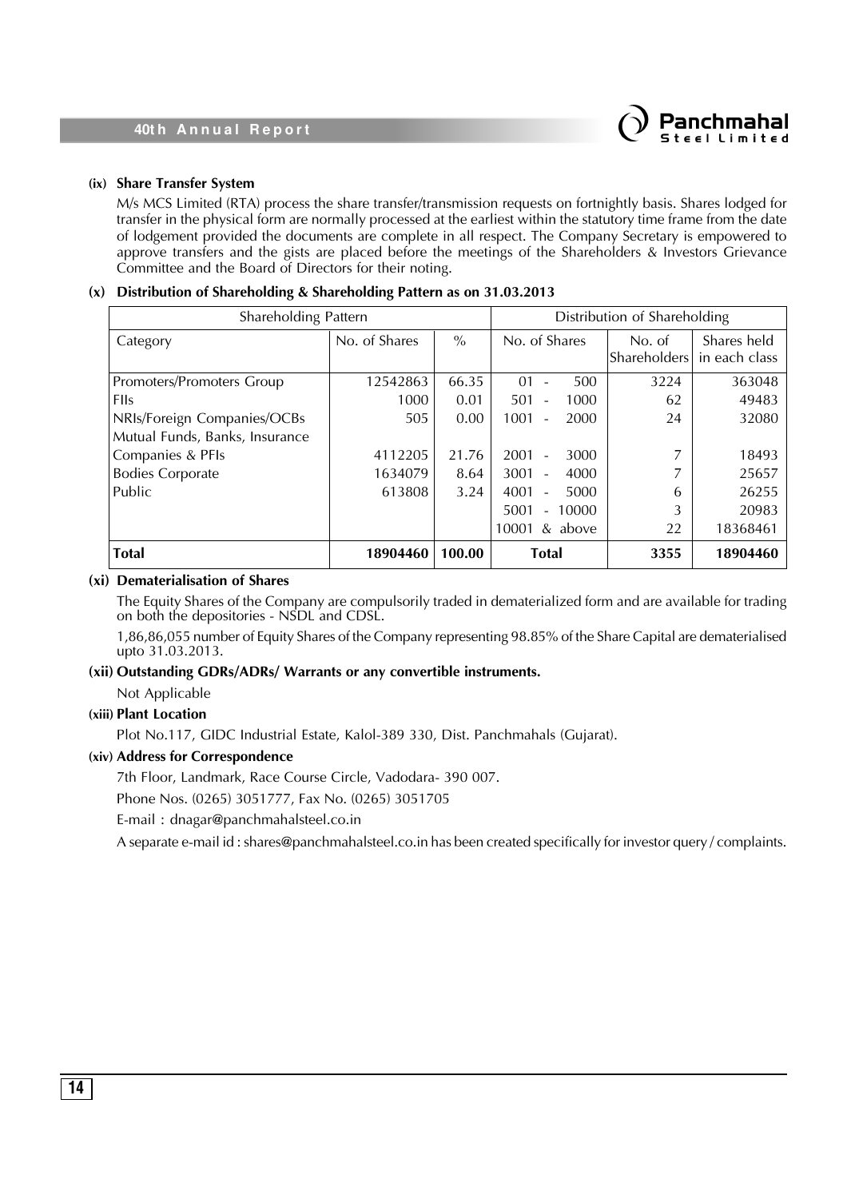**(ix) Share Transfer System**

M/s MCS Limited (RTA) process the share transfer/transmission requests on fortnightly basis. Shares lodged for transfer in the physical form are normally processed at the earliest within the statutory time frame from the date of lodgement provided the documents are complete in all respect. The Company Secretary is empowered to approve transfers and the gists are placed before the meetings of the Shareholders & Investors Grievance Committee and the Board of Directors for their noting.

**(x) Distribution of Shareholding & Shareholding Pattern as on 31.03.2013**

| Shareholding Pattern | | | Distribution of Shareholding | | |
|---|---|---|---|---|---|
| Category | No. of Shares | % | No. of Shares | No. of Shareholders | Shares held in each class |
| Promoters/Promoters Group | 12542863 | 66.35 | 01 - 500 | 3224 | 363048 |
| FIIs | 1000 | 0.01 | 501 - 1000 | 62 | 49483 |
| NRIs/Foreign Companies/OCBs | 505 | 0.00 | 1001 - 2000 | 24 | 32080 |
| Mutual Funds, Banks, Insurance Companies & PFIs | 4112205 | 21.76 | 2001 - 3000 | 7 | 18493 |
| Bodies Corporate | 1634079 | 8.64 | 3001 - 4000 | 7 | 25657 |
| Public | 613808 | 3.24 | 4001 - 5000 | 6 | 26255 |
| | | | 5001 - 10000 | 3 | 20983 |
| | | | 10001 & above | 22 | 18368461 |
| **Total** | **18904460** | **100.00** | **Total** | **3355** | **18904460** |

**(xi) Dematerialisation of Shares**

The Equity Shares of the Company are compulsorily traded in dematerialized form and are available for trading on both the depositories - NSDL and CDSL.

1,86,86,055 number of Equity Shares of the Company representing 98.85% of the Share Capital are dematerialised upto 31.03.2013.

**(xii) Outstanding GDRs/ADRs/ Warrants or any convertible instruments.**

Not Applicable

**(xiii) Plant Location**

Plot No.117, GIDC Industrial Estate, Kalol-389 330, Dist. Panchmahals (Gujarat).

**(xiv) Address for Correspondence**

7th Floor, Landmark, Race Course Circle, Vadodara- 390 007.

Phone Nos. (0265) 3051777, Fax No. (0265) 3051705

E-mail : dnagar@panchmahalsteel.co.in

A separate e-mail id : shares@panchmahalsteel.co.in has been created specifically for investor query / complaints.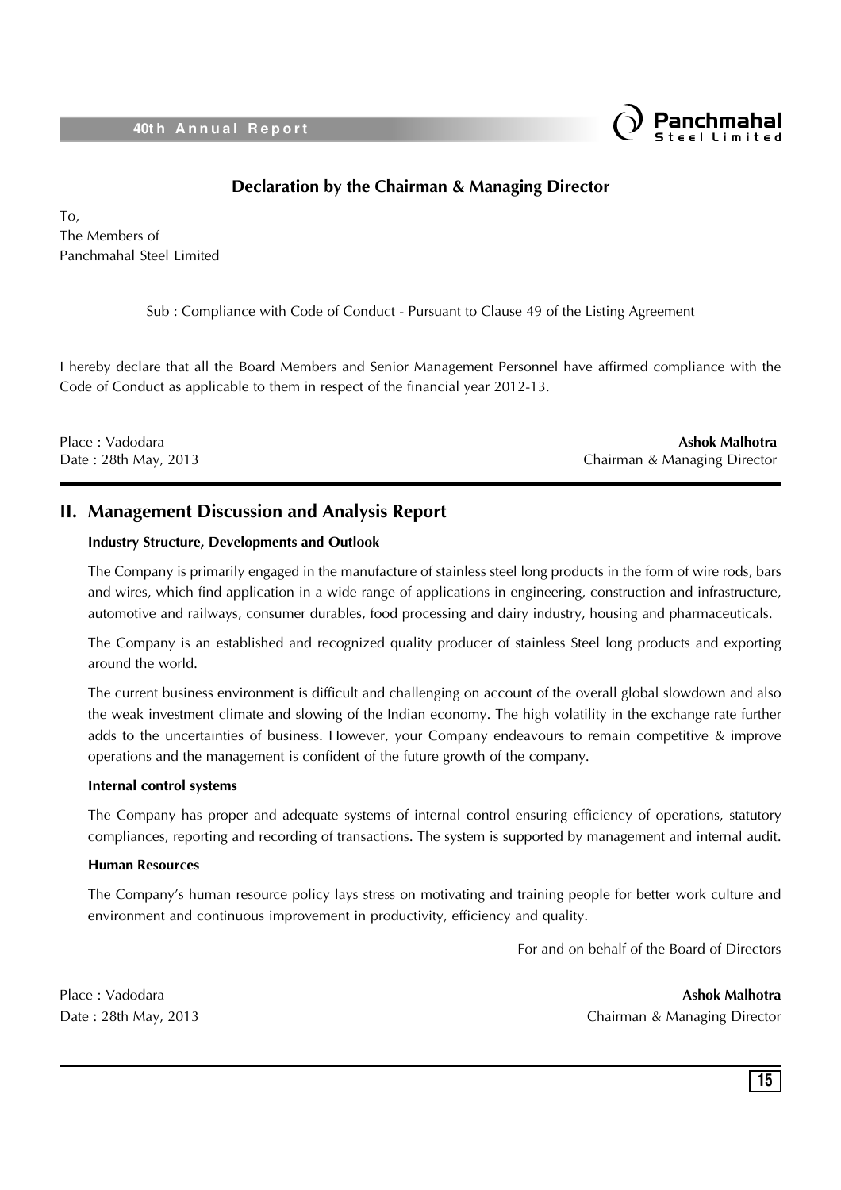## Declaration by the Chairman & Managing Director

To,
The Members of
Panchmahal Steel Limited

Sub : Compliance with Code of Conduct - Pursuant to Clause 49 of the Listing Agreement

I hereby declare that all the Board Members and Senior Management Personnel have affirmed compliance with the Code of Conduct as applicable to them in respect of the financial year 2012-13.

Place : Vadodara
Date : 28th May, 2013

**Ashok Malhotra**
Chairman & Managing Director

## II. Management Discussion and Analysis Report

**Industry Structure, Developments and Outlook**

The Company is primarily engaged in the manufacture of stainless steel long products in the form of wire rods, bars and wires, which find application in a wide range of applications in engineering, construction and infrastructure, automotive and railways, consumer durables, food processing and dairy industry, housing and pharmaceuticals.

The Company is an established and recognized quality producer of stainless Steel long products and exporting around the world.

The current business environment is difficult and challenging on account of the overall global slowdown and also the weak investment climate and slowing of the Indian economy. The high volatility in the exchange rate further adds to the uncertainties of business. However, your Company endeavours to remain competitive & improve operations and the management is confident of the future growth of the company.

**Internal control systems**

The Company has proper and adequate systems of internal control ensuring efficiency of operations, statutory compliances, reporting and recording of transactions. The system is supported by management and internal audit.

**Human Resources**

The Company's human resource policy lays stress on motivating and training people for better work culture and environment and continuous improvement in productivity, efficiency and quality.

For and on behalf of the Board of Directors

Place : Vadodara
Date : 28th May, 2013

**Ashok Malhotra**
Chairman & Managing Director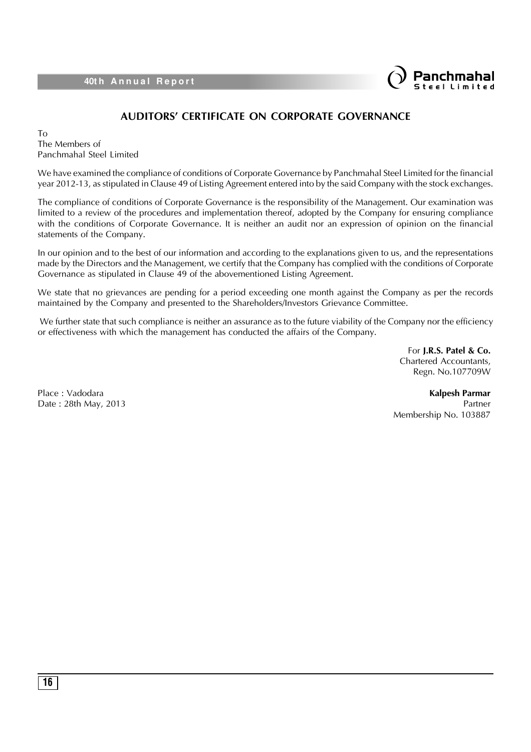## AUDITORS' CERTIFICATE ON CORPORATE GOVERNANCE

To
The Members of
Panchmahal Steel Limited

We have examined the compliance of conditions of Corporate Governance by Panchmahal Steel Limited for the financial year 2012-13, as stipulated in Clause 49 of Listing Agreement entered into by the said Company with the stock exchanges.

The compliance of conditions of Corporate Governance is the responsibility of the Management. Our examination was limited to a review of the procedures and implementation thereof, adopted by the Company for ensuring compliance with the conditions of Corporate Governance. It is neither an audit nor an expression of opinion on the financial statements of the Company.

In our opinion and to the best of our information and according to the explanations given to us, and the representations made by the Directors and the Management, we certify that the Company has complied with the conditions of Corporate Governance as stipulated in Clause 49 of the abovementioned Listing Agreement.

We state that no grievances are pending for a period exceeding one month against the Company as per the records maintained by the Company and presented to the Shareholders/Investors Grievance Committee.

We further state that such compliance is neither an assurance as to the future viability of the Company nor the efficiency or effectiveness with which the management has conducted the affairs of the Company.

For **J.R.S. Patel & Co.**
Chartered Accountants,
Regn. No.107709W

Place : Vadodara
Date : 28th May, 2013

**Kalpesh Parmar**
Partner
Membership No. 103887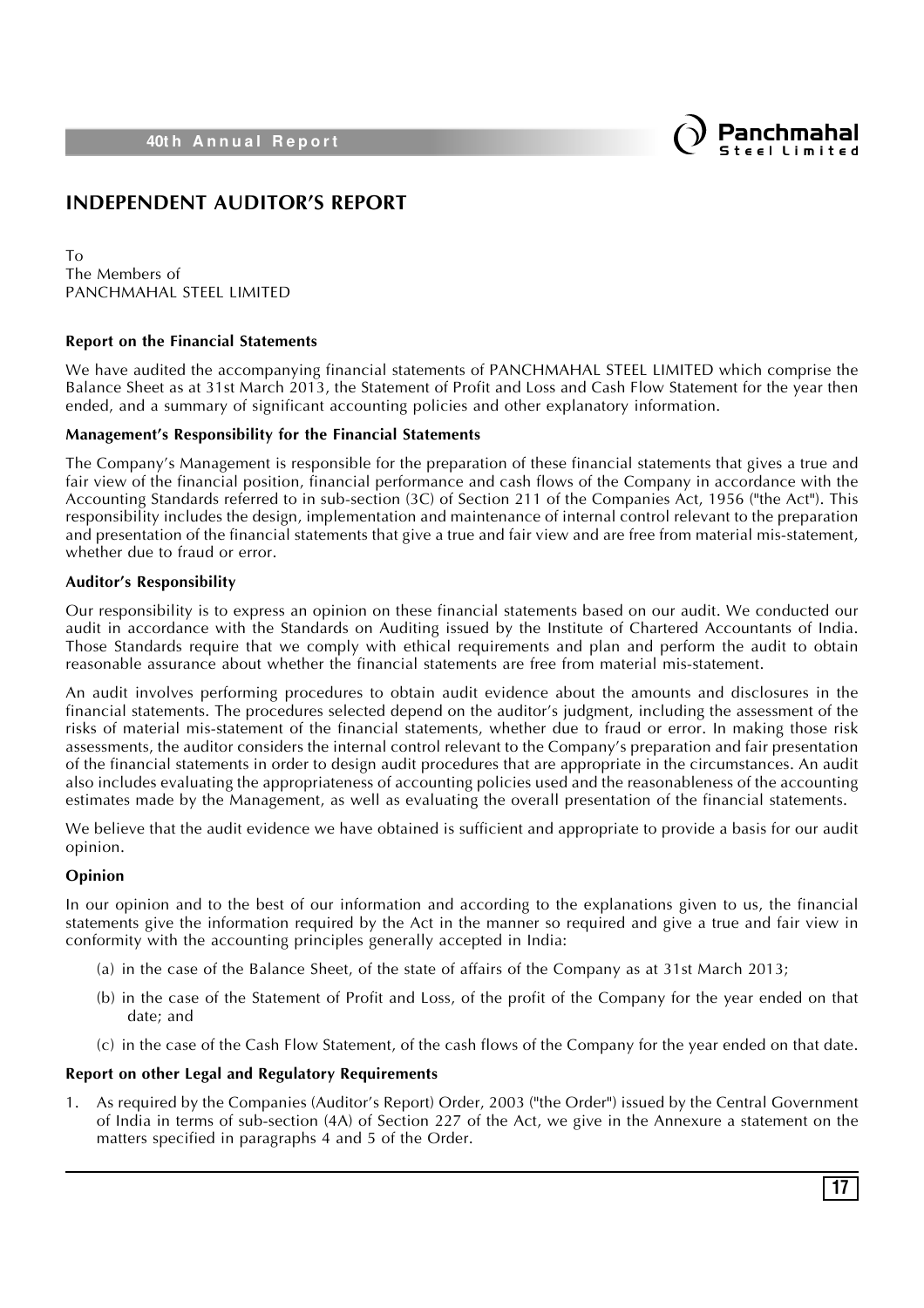# INDEPENDENT AUDITOR'S REPORT

To
The Members of
PANCHMAHAL STEEL LIMITED

**Report on the Financial Statements**

We have audited the accompanying financial statements of PANCHMAHAL STEEL LIMITED which comprise the Balance Sheet as at 31st March 2013, the Statement of Profit and Loss and Cash Flow Statement for the year then ended, and a summary of significant accounting policies and other explanatory information.

**Management's Responsibility for the Financial Statements**

The Company's Management is responsible for the preparation of these financial statements that gives a true and fair view of the financial position, financial performance and cash flows of the Company in accordance with the Accounting Standards referred to in sub-section (3C) of Section 211 of the Companies Act, 1956 ("the Act"). This responsibility includes the design, implementation and maintenance of internal control relevant to the preparation and presentation of the financial statements that give a true and fair view and are free from material mis-statement, whether due to fraud or error.

**Auditor's Responsibility**

Our responsibility is to express an opinion on these financial statements based on our audit. We conducted our audit in accordance with the Standards on Auditing issued by the Institute of Chartered Accountants of India. Those Standards require that we comply with ethical requirements and plan and perform the audit to obtain reasonable assurance about whether the financial statements are free from material mis-statement.

An audit involves performing procedures to obtain audit evidence about the amounts and disclosures in the financial statements. The procedures selected depend on the auditor's judgment, including the assessment of the risks of material mis-statement of the financial statements, whether due to fraud or error. In making those risk assessments, the auditor considers the internal control relevant to the Company's preparation and fair presentation of the financial statements in order to design audit procedures that are appropriate in the circumstances. An audit also includes evaluating the appropriateness of accounting policies used and the reasonableness of the accounting estimates made by the Management, as well as evaluating the overall presentation of the financial statements.

We believe that the audit evidence we have obtained is sufficient and appropriate to provide a basis for our audit opinion.

**Opinion**

In our opinion and to the best of our information and according to the explanations given to us, the financial statements give the information required by the Act in the manner so required and give a true and fair view in conformity with the accounting principles generally accepted in India:

(a) in the case of the Balance Sheet, of the state of affairs of the Company as at 31st March 2013;

(b) in the case of the Statement of Profit and Loss, of the profit of the Company for the year ended on that date; and

(c) in the case of the Cash Flow Statement, of the cash flows of the Company for the year ended on that date.

**Report on other Legal and Regulatory Requirements**

1. As required by the Companies (Auditor's Report) Order, 2003 ("the Order") issued by the Central Government of India in terms of sub-section (4A) of Section 227 of the Act, we give in the Annexure a statement on the matters specified in paragraphs 4 and 5 of the Order.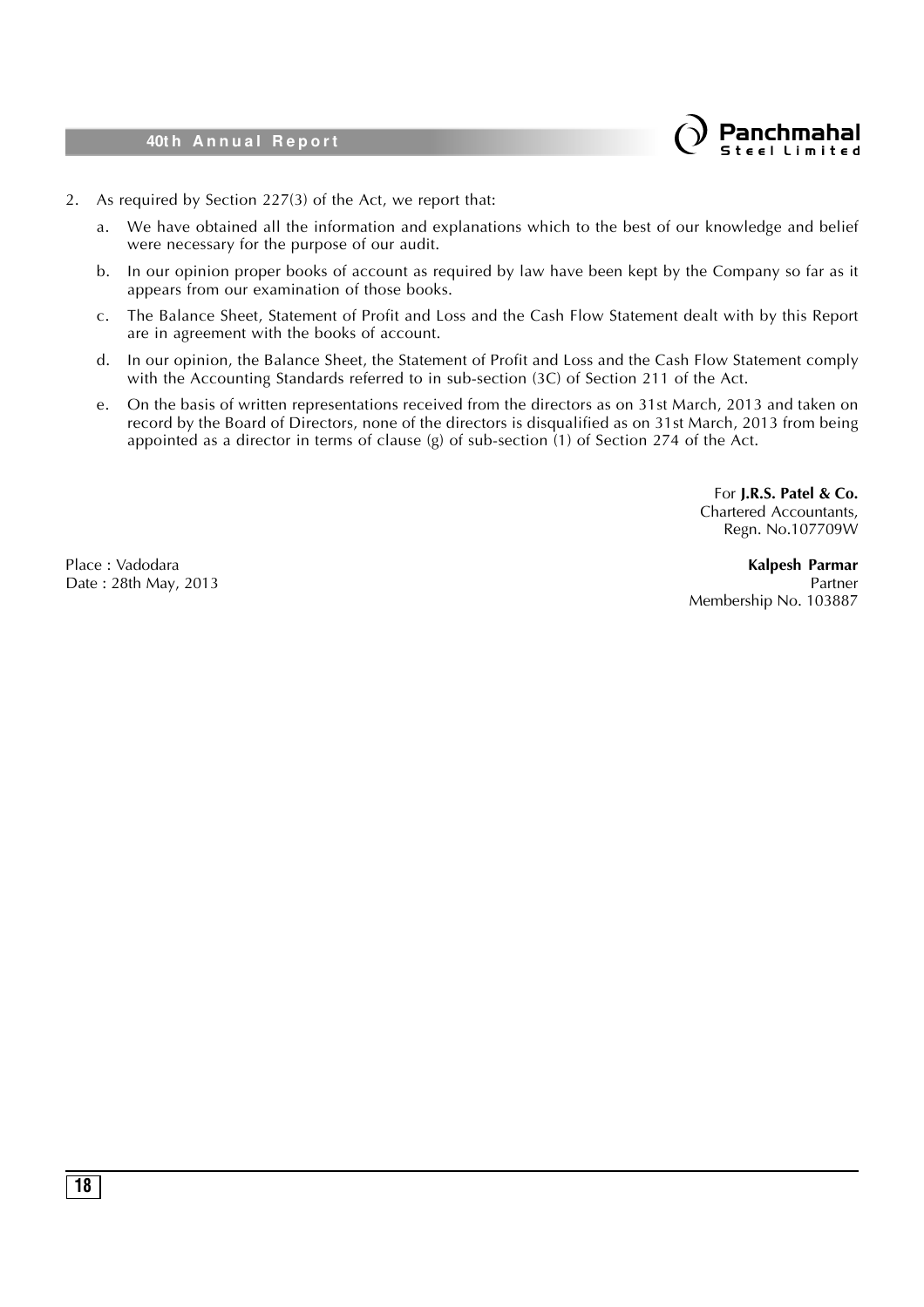2. As required by Section 227(3) of the Act, we report that:

   a. We have obtained all the information and explanations which to the best of our knowledge and belief were necessary for the purpose of our audit.

   b. In our opinion proper books of account as required by law have been kept by the Company so far as it appears from our examination of those books.

   c. The Balance Sheet, Statement of Profit and Loss and the Cash Flow Statement dealt with by this Report are in agreement with the books of account.

   d. In our opinion, the Balance Sheet, the Statement of Profit and Loss and the Cash Flow Statement comply with the Accounting Standards referred to in sub-section (3C) of Section 211 of the Act.

   e. On the basis of written representations received from the directors as on 31st March, 2013 and taken on record by the Board of Directors, none of the directors is disqualified as on 31st March, 2013 from being appointed as a director in terms of clause (g) of sub-section (1) of Section 274 of the Act.

For **J.R.S. Patel & Co.**
Chartered Accountants,
Regn. No.107709W

Place : Vadodara
Date : 28th May, 2013

**Kalpesh Parmar**
Partner
Membership No. 103887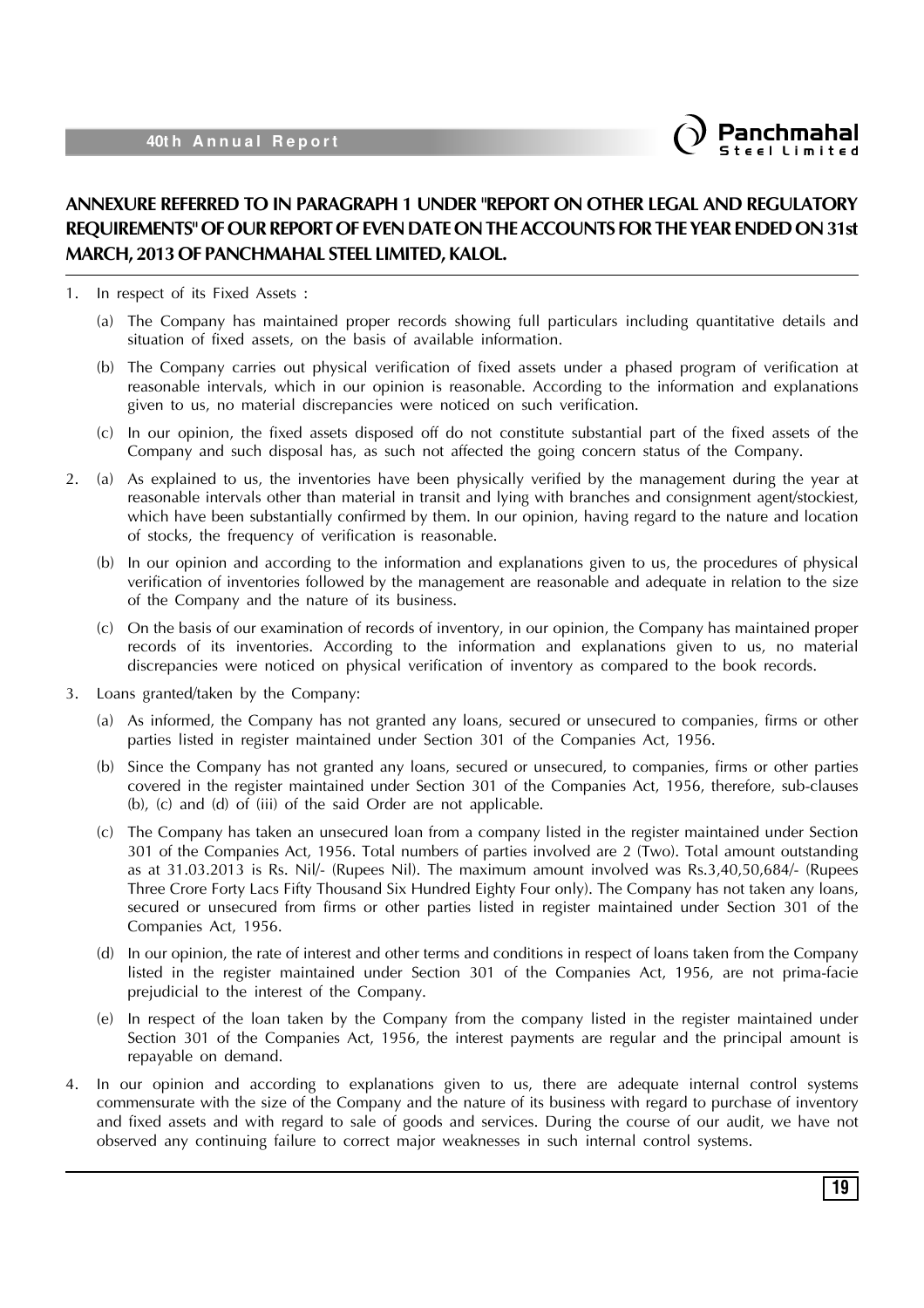## ANNEXURE REFERRED TO IN PARAGRAPH 1 UNDER "REPORT ON OTHER LEGAL AND REGULATORY REQUIREMENTS" OF OUR REPORT OF EVEN DATE ON THE ACCOUNTS FOR THE YEAR ENDED ON 31st MARCH, 2013 OF PANCHMAHAL STEEL LIMITED, KALOL.

1. In respect of its Fixed Assets :

   (a) The Company has maintained proper records showing full particulars including quantitative details and situation of fixed assets, on the basis of available information.

   (b) The Company carries out physical verification of fixed assets under a phased program of verification at reasonable intervals, which in our opinion is reasonable. According to the information and explanations given to us, no material discrepancies were noticed on such verification.

   (c) In our opinion, the fixed assets disposed off do not constitute substantial part of the fixed assets of the Company and such disposal has, as such not affected the going concern status of the Company.

2. (a) As explained to us, the inventories have been physically verified by the management during the year at reasonable intervals other than material in transit and lying with branches and consignment agent/stockiest, which have been substantially confirmed by them. In our opinion, having regard to the nature and location of stocks, the frequency of verification is reasonable.

   (b) In our opinion and according to the information and explanations given to us, the procedures of physical verification of inventories followed by the management are reasonable and adequate in relation to the size of the Company and the nature of its business.

   (c) On the basis of our examination of records of inventory, in our opinion, the Company has maintained proper records of its inventories. According to the information and explanations given to us, no material discrepancies were noticed on physical verification of inventory as compared to the book records.

3. Loans granted/taken by the Company:

   (a) As informed, the Company has not granted any loans, secured or unsecured to companies, firms or other parties listed in register maintained under Section 301 of the Companies Act, 1956.

   (b) Since the Company has not granted any loans, secured or unsecured, to companies, firms or other parties covered in the register maintained under Section 301 of the Companies Act, 1956, therefore, sub-clauses (b), (c) and (d) of (iii) of the said Order are not applicable.

   (c) The Company has taken an unsecured loan from a company listed in the register maintained under Section 301 of the Companies Act, 1956. Total numbers of parties involved are 2 (Two). Total amount outstanding as at 31.03.2013 is Rs. Nil/- (Rupees Nil). The maximum amount involved was Rs.3,40,50,684/- (Rupees Three Crore Forty Lacs Fifty Thousand Six Hundred Eighty Four only). The Company has not taken any loans, secured or unsecured from firms or other parties listed in register maintained under Section 301 of the Companies Act, 1956.

   (d) In our opinion, the rate of interest and other terms and conditions in respect of loans taken from the Company listed in the register maintained under Section 301 of the Companies Act, 1956, are not prima-facie prejudicial to the interest of the Company.

   (e) In respect of the loan taken by the Company from the company listed in the register maintained under Section 301 of the Companies Act, 1956, the interest payments are regular and the principal amount is repayable on demand.

4. In our opinion and according to explanations given to us, there are adequate internal control systems commensurate with the size of the Company and the nature of its business with regard to purchase of inventory and fixed assets and with regard to sale of goods and services. During the course of our audit, we have not observed any continuing failure to correct major weaknesses in such internal control systems.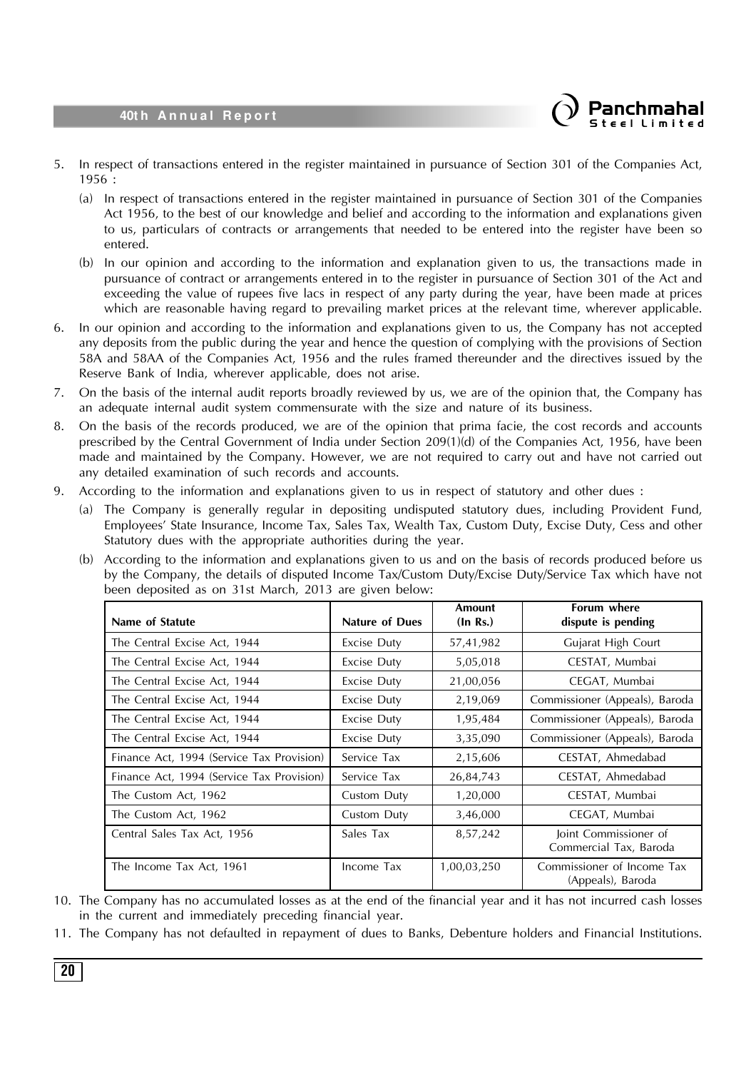5. In respect of transactions entered in the register maintained in pursuance of Section 301 of the Companies Act, 1956 :

   (a) In respect of transactions entered in the register maintained in pursuance of Section 301 of the Companies Act 1956, to the best of our knowledge and belief and according to the information and explanations given to us, particulars of contracts or arrangements that needed to be entered into the register have been so entered.

   (b) In our opinion and according to the information and explanation given to us, the transactions made in pursuance of contract or arrangements entered in to the register in pursuance of Section 301 of the Act and exceeding the value of rupees five lacs in respect of any party during the year, have been made at prices which are reasonable having regard to prevailing market prices at the relevant time, wherever applicable.

6. In our opinion and according to the information and explanations given to us, the Company has not accepted any deposits from the public during the year and hence the question of complying with the provisions of Section 58A and 58AA of the Companies Act, 1956 and the rules framed thereunder and the directives issued by the Reserve Bank of India, wherever applicable, does not arise.

7. On the basis of the internal audit reports broadly reviewed by us, we are of the opinion that, the Company has an adequate internal audit system commensurate with the size and nature of its business.

8. On the basis of the records produced, we are of the opinion that prima facie, the cost records and accounts prescribed by the Central Government of India under Section 209(1)(d) of the Companies Act, 1956, have been made and maintained by the Company. However, we are not required to carry out and have not carried out any detailed examination of such records and accounts.

9. According to the information and explanations given to us in respect of statutory and other dues :

   (a) The Company is generally regular in depositing undisputed statutory dues, including Provident Fund, Employees' State Insurance, Income Tax, Sales Tax, Wealth Tax, Custom Duty, Excise Duty, Cess and other Statutory dues with the appropriate authorities during the year.

   (b) According to the information and explanations given to us and on the basis of records produced before us by the Company, the details of disputed Income Tax/Custom Duty/Excise Duty/Service Tax which have not been deposited as on 31st March, 2013 are given below:

| Name of Statute | Nature of Dues | Amount (In Rs.) | Forum where dispute is pending |
|---|---|---|---|
| The Central Excise Act, 1944 | Excise Duty | 57,41,982 | Gujarat High Court |
| The Central Excise Act, 1944 | Excise Duty | 5,05,018 | CESTAT, Mumbai |
| The Central Excise Act, 1944 | Excise Duty | 21,00,056 | CEGAT, Mumbai |
| The Central Excise Act, 1944 | Excise Duty | 2,19,069 | Commissioner (Appeals), Baroda |
| The Central Excise Act, 1944 | Excise Duty | 1,95,484 | Commissioner (Appeals), Baroda |
| The Central Excise Act, 1944 | Excise Duty | 3,35,090 | Commissioner (Appeals), Baroda |
| Finance Act, 1994 (Service Tax Provision) | Service Tax | 2,15,606 | CESTAT, Ahmedabad |
| Finance Act, 1994 (Service Tax Provision) | Service Tax | 26,84,743 | CESTAT, Ahmedabad |
| The Custom Act, 1962 | Custom Duty | 1,20,000 | CESTAT, Mumbai |
| The Custom Act, 1962 | Custom Duty | 3,46,000 | CEGAT, Mumbai |
| Central Sales Tax Act, 1956 | Sales Tax | 8,57,242 | Joint Commissioner of Commercial Tax, Baroda |
| The Income Tax Act, 1961 | Income Tax | 1,00,03,250 | Commissioner of Income Tax (Appeals), Baroda |

10. The Company has no accumulated losses as at the end of the financial year and it has not incurred cash losses in the current and immediately preceding financial year.

11. The Company has not defaulted in repayment of dues to Banks, Debenture holders and Financial Institutions.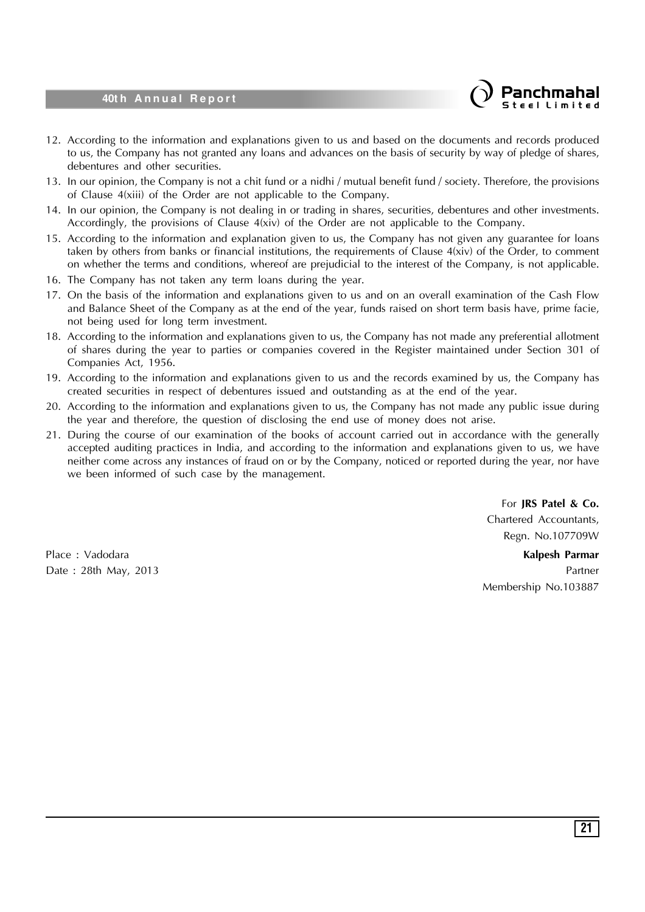12. According to the information and explanations given to us and based on the documents and records produced to us, the Company has not granted any loans and advances on the basis of security by way of pledge of shares, debentures and other securities.
13. In our opinion, the Company is not a chit fund or a nidhi / mutual benefit fund / society. Therefore, the provisions of Clause 4(xiii) of the Order are not applicable to the Company.
14. In our opinion, the Company is not dealing in or trading in shares, securities, debentures and other investments. Accordingly, the provisions of Clause 4(xiv) of the Order are not applicable to the Company.
15. According to the information and explanation given to us, the Company has not given any guarantee for loans taken by others from banks or financial institutions, the requirements of Clause 4(xiv) of the Order, to comment on whether the terms and conditions, whereof are prejudicial to the interest of the Company, is not applicable.
16. The Company has not taken any term loans during the year.
17. On the basis of the information and explanations given to us and on an overall examination of the Cash Flow and Balance Sheet of the Company as at the end of the year, funds raised on short term basis have, prime facie, not being used for long term investment.
18. According to the information and explanations given to us, the Company has not made any preferential allotment of shares during the year to parties or companies covered in the Register maintained under Section 301 of Companies Act, 1956.
19. According to the information and explanations given to us and the records examined by us, the Company has created securities in respect of debentures issued and outstanding as at the end of the year.
20. According to the information and explanations given to us, the Company has not made any public issue during the year and therefore, the question of disclosing the end use of money does not arise.
21. During the course of our examination of the books of account carried out in accordance with the generally accepted auditing practices in India, and according to the information and explanations given to us, we have neither come across any instances of fraud on or by the Company, noticed or reported during the year, nor have we been informed of such case by the management.

For **JRS Patel & Co.**
Chartered Accountants,
Regn. No.107709W

Place : Vadodara
Date : 28th May, 2013

**Kalpesh Parmar**
Partner
Membership No.103887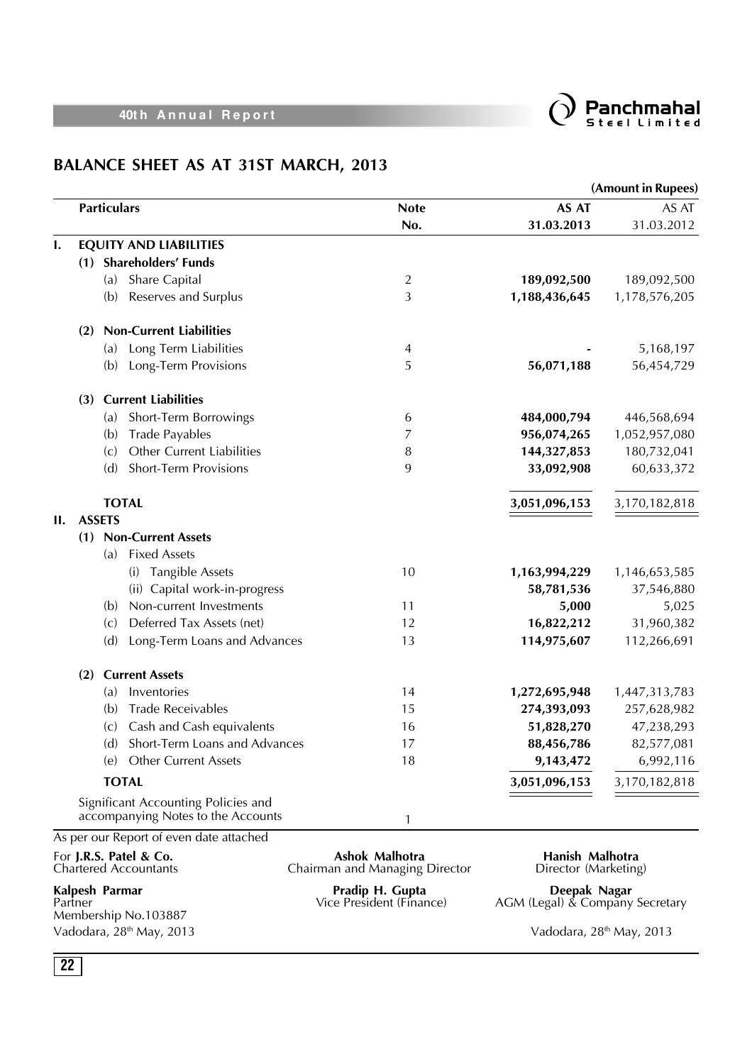# BALANCE SHEET AS AT 31ST MARCH, 2013

(Amount in Rupees)

| Particulars | Note No. | AS AT 31.03.2013 | AS AT 31.03.2012 |
|---|---|---|---|
| **I. EQUITY AND LIABILITIES** | | | |
| **(1) Shareholders' Funds** | | | |
| (a) Share Capital | 2 | **189,092,500** | 189,092,500 |
| (b) Reserves and Surplus | 3 | **1,188,436,645** | 1,178,576,205 |
| **(2) Non-Current Liabilities** | | | |
| (a) Long Term Liabilities | 4 | **-** | 5,168,197 |
| (b) Long-Term Provisions | 5 | **56,071,188** | 56,454,729 |
| **(3) Current Liabilities** | | | |
| (a) Short-Term Borrowings | 6 | **484,000,794** | 446,568,694 |
| (b) Trade Payables | 7 | **956,074,265** | 1,052,957,080 |
| (c) Other Current Liabilities | 8 | **144,327,853** | 180,732,041 |
| (d) Short-Term Provisions | 9 | **33,092,908** | 60,633,372 |
| **TOTAL** | | **3,051,096,153** | 3,170,182,818 |
| **II. ASSETS** | | | |
| **(1) Non-Current Assets** | | | |
| (a) Fixed Assets | | | |
| (i) Tangible Assets | 10 | **1,163,994,229** | 1,146,653,585 |
| (ii) Capital work-in-progress | | **58,781,536** | 37,546,880 |
| (b) Non-current Investments | 11 | **5,000** | 5,025 |
| (c) Deferred Tax Assets (net) | 12 | **16,822,212** | 31,960,382 |
| (d) Long-Term Loans and Advances | 13 | **114,975,607** | 112,266,691 |
| **(2) Current Assets** | | | |
| (a) Inventories | 14 | **1,272,695,948** | 1,447,313,783 |
| (b) Trade Receivables | 15 | **274,393,093** | 257,628,982 |
| (c) Cash and Cash equivalents | 16 | **51,828,270** | 47,238,293 |
| (d) Short-Term Loans and Advances | 17 | **88,456,786** | 82,577,081 |
| (e) Other Current Assets | 18 | **9,143,472** | 6,992,116 |
| **TOTAL** | | **3,051,096,153** | 3,170,182,818 |
| Significant Accounting Policies and accompanying Notes to the Accounts | 1 | | |

As per our Report of even date attached

For **J.R.S. Patel & Co.**
Chartered Accountants

**Kalpesh Parmar**
Partner
Membership No.103887
Vadodara, 28th May, 2013

**Ashok Malhotra**
Chairman and Managing Director

**Pradip H. Gupta**
Vice President (Finance)

**Hanish Malhotra**
Director (Marketing)

**Deepak Nagar**
AGM (Legal) & Company Secretary

Vadodara, 28th May, 2013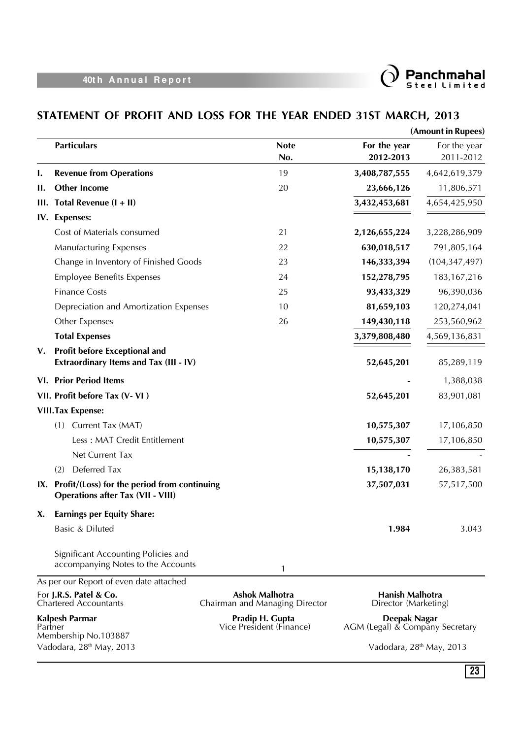## STATEMENT OF PROFIT AND LOSS FOR THE YEAR ENDED 31ST MARCH, 2013

**(Amount in Rupees)**

| | Particulars | Note No. | For the year 2012-2013 | For the year 2011-2012 |
|---|---|---|---|---|
| I. | **Revenue from Operations** | 19 | **3,408,787,555** | 4,642,619,379 |
| II. | **Other Income** | 20 | **23,666,126** | 11,806,571 |
| III. | **Total Revenue (I + II)** | | **3,432,453,681** | 4,654,425,950 |
| IV. | **Expenses:** | | | |
| | Cost of Materials consumed | 21 | **2,126,655,224** | 3,228,286,909 |
| | Manufacturing Expenses | 22 | **630,018,517** | 791,805,164 |
| | Change in Inventory of Finished Goods | 23 | **146,333,394** | (104,347,497) |
| | Employee Benefits Expenses | 24 | **152,278,795** | 183,167,216 |
| | Finance Costs | 25 | **93,433,329** | 96,390,036 |
| | Depreciation and Amortization Expenses | 10 | **81,659,103** | 120,274,041 |
| | Other Expenses | 26 | **149,430,118** | 253,560,962 |
| | **Total Expenses** | | **3,379,808,480** | 4,569,136,831 |
| V. | **Profit before Exceptional and Extraordinary Items and Tax (III - IV)** | | **52,645,201** | 85,289,119 |
| VI. | **Prior Period Items** | | **-** | 1,388,038 |
| VII. | **Profit before Tax (V- VI )** | | **52,645,201** | 83,901,081 |
| VIII. | **Tax Expense:** | | | |
| | (1) Current Tax (MAT) | | **10,575,307** | 17,106,850 |
| | Less : MAT Credit Entitlement | | **10,575,307** | 17,106,850 |
| | Net Current Tax | | **-** | - |
| | (2) Deferred Tax | | **15,138,170** | 26,383,581 |
| IX. | **Profit/(Loss) for the period from continuing Operations after Tax (VII - VIII)** | | **37,507,031** | 57,517,500 |
| X. | **Earnings per Equity Share:** | | | |
| | Basic & Diluted | | **1.984** | 3.043 |
| | Significant Accounting Policies and accompanying Notes to the Accounts | 1 | | |

As per our Report of even date attached

For **J.R.S. Patel & Co.**
Chartered Accountants

**Kalpesh Parmar**
Partner
Membership No.103887
Vadodara, 28th May, 2013

**Ashok Malhotra**
Chairman and Managing Director

**Pradip H. Gupta**
Vice President (Finance)

**Hanish Malhotra**
Director (Marketing)

**Deepak Nagar**
AGM (Legal) & Company Secretary

Vadodara, 28th May, 2013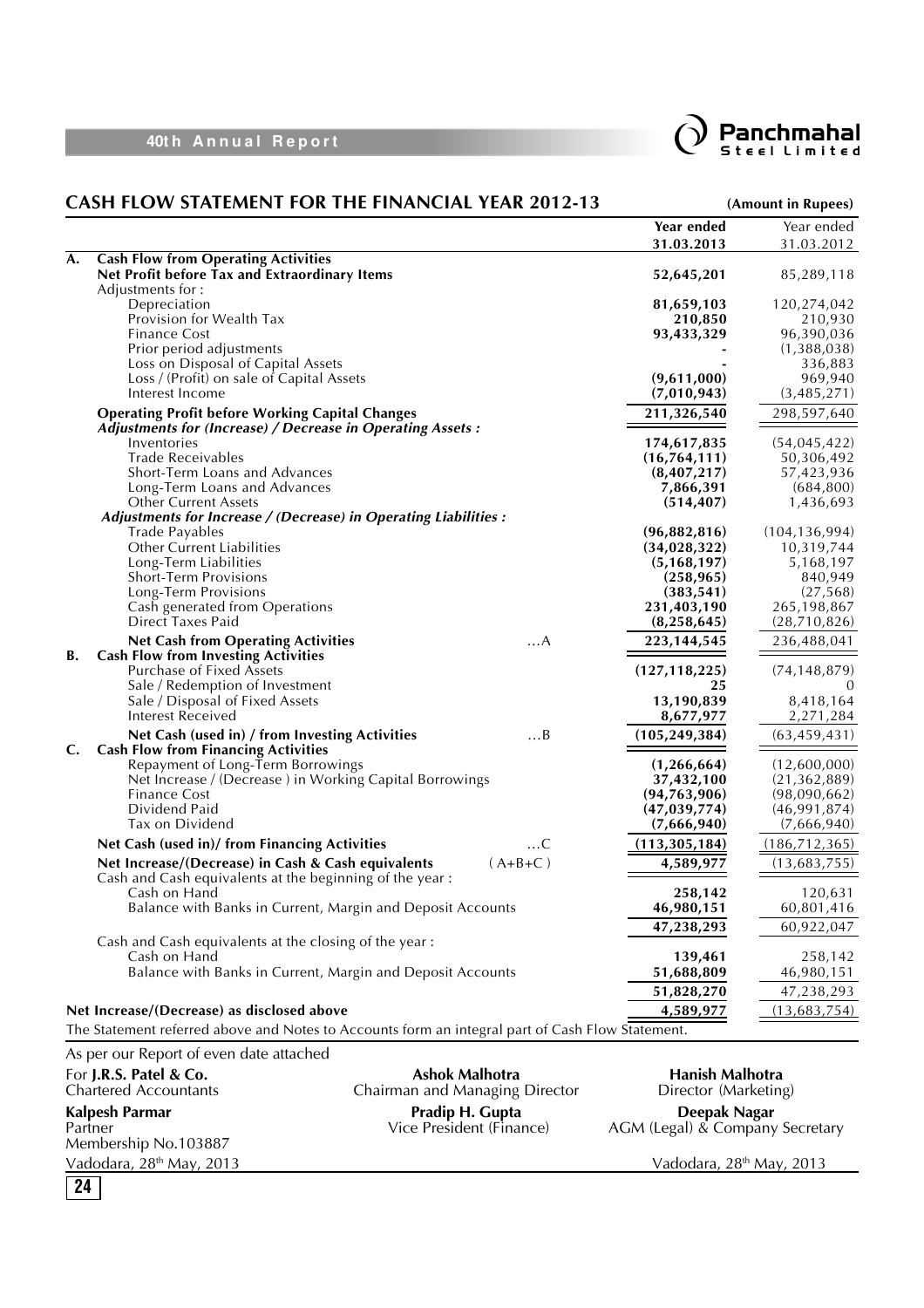## CASH FLOW STATEMENT FOR THE FINANCIAL YEAR 2012-13

(Amount in Rupees)

| | | | Year ended 31.03.2013 | Year ended 31.03.2012 |
|---|---|---|---|---|
| **A.** | **Cash Flow from Operating Activities** | | | |
| | **Net Profit before Tax and Extraordinary Items** | | **52,645,201** | 85,289,118 |
| | Adjustments for : | | | |
| | Depreciation | | **81,659,103** | 120,274,042 |
| | Provision for Wealth Tax | | **210,850** | 210,930 |
| | Finance Cost | | **93,433,329** | 96,390,036 |
| | Prior period adjustments | | **-** | (1,388,038) |
| | Loss on Disposal of Capital Assets | | **-** | 336,883 |
| | Loss / (Profit) on sale of Capital Assets | | **(9,611,000)** | 969,940 |
| | Interest Income | | **(7,010,943)** | (3,485,271) |
| | **Operating Profit before Working Capital Changes** | | **211,326,540** | 298,597,640 |
| | ***Adjustments for (Increase) / Decrease in Operating Assets :*** | | | |
| | Inventories | | **174,617,835** | (54,045,422) |
| | Trade Receivables | | **(16,764,111)** | 50,306,492 |
| | Short-Term Loans and Advances | | **(8,407,217)** | 57,423,936 |
| | Long-Term Loans and Advances | | **7,866,391** | (684,800) |
| | Other Current Assets | | **(514,407)** | 1,436,693 |
| | ***Adjustments for Increase / (Decrease) in Operating Liabilities :*** | | | |
| | Trade Payables | | **(96,882,816)** | (104,136,994) |
| | Other Current Liabilities | | **(34,028,322)** | 10,319,744 |
| | Long-Term Liabilities | | **(5,168,197)** | 5,168,197 |
| | Short-Term Provisions | | **(258,965)** | 840,949 |
| | Long-Term Provisions | | **(383,541)** | (27,568) |
| | Cash generated from Operations | | **231,403,190** | 265,198,867 |
| | Direct Taxes Paid | | **(8,258,645)** | (28,710,826) |
| | **Net Cash from Operating Activities** | ...A | **223,144,545** | 236,488,041 |
| **B.** | **Cash Flow from Investing Activities** | | | |
| | Purchase of Fixed Assets | | **(127,118,225)** | (74,148,879) |
| | Sale / Redemption of Investment | | **25** | 0 |
| | Sale / Disposal of Fixed Assets | | **13,190,839** | 8,418,164 |
| | Interest Received | | **8,677,977** | 2,271,284 |
| | **Net Cash (used in) / from Investing Activities** | ...B | **(105,249,384)** | (63,459,431) |
| **C.** | **Cash Flow from Financing Activities** | | | |
| | Repayment of Long-Term Borrowings | | **(1,266,664)** | (12,600,000) |
| | Net Increase / (Decrease ) in Working Capital Borrowings | | **37,432,100** | (21,362,889) |
| | Finance Cost | | **(94,763,906)** | (98,090,662) |
| | Dividend Paid | | **(47,039,774)** | (46,991,874) |
| | Tax on Dividend | | **(7,666,940)** | (7,666,940) |
| | **Net Cash (used in)/ from Financing Activities** | ...C | **(113,305,184)** | (186,712,365) |
| | **Net Increase/(Decrease) in Cash & Cash equivalents** | ( A+B+C ) | **4,589,977** | (13,683,755) |
| | Cash and Cash equivalents at the beginning of the year : | | | |
| | Cash on Hand | | **258,142** | 120,631 |
| | Balance with Banks in Current, Margin and Deposit Accounts | | **46,980,151** | 60,801,416 |
| | | | **47,238,293** | 60,922,047 |
| | Cash and Cash equivalents at the closing of the year : | | | |
| | Cash on Hand | | **139,461** | 258,142 |
| | Balance with Banks in Current, Margin and Deposit Accounts | | **51,688,809** | 46,980,151 |
| | | | **51,828,270** | 47,238,293 |
| | **Net Increase/(Decrease) as disclosed above** | | **4,589,977** | (13,683,754) |

The Statement referred above and Notes to Accounts form an integral part of Cash Flow Statement.

As per our Report of even date attached

For **J.R.S. Patel & Co.**
Chartered Accountants

**Kalpesh Parmar**
Partner
Membership No.103887
Vadodara, 28th May, 2013

**Ashok Malhotra**
Chairman and Managing Director

**Pradip H. Gupta**
Vice President (Finance)

**Hanish Malhotra**
Director (Marketing)

**Deepak Nagar**
AGM (Legal) & Company Secretary

Vadodara, 28th May, 2013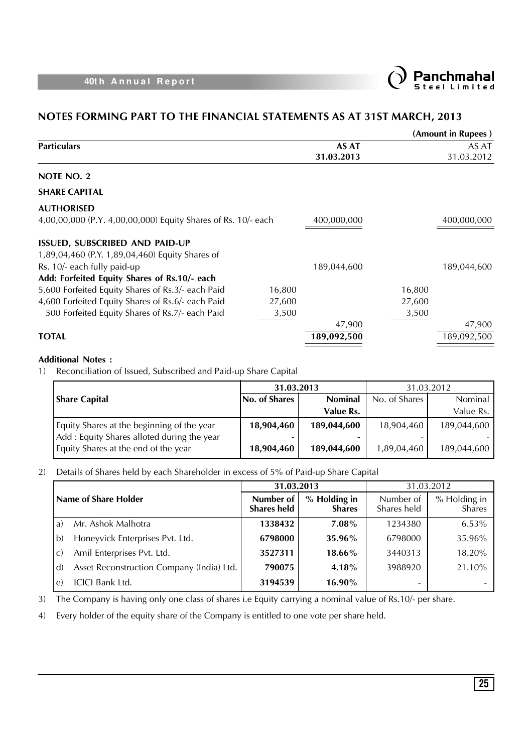## NOTES FORMING PART TO THE FINANCIAL STATEMENTS AS AT 31ST MARCH, 2013

(Amount in Rupees )

| Particulars | | AS AT 31.03.2013 | | AS AT 31.03.2012 |
|---|---|---|---|---|
| **NOTE NO. 2** | | | | |
| **SHARE CAPITAL** | | | | |
| **AUTHORISED** | | | | |
| 4,00,00,000 (P.Y. 4,00,00,000) Equity Shares of Rs. 10/- each | | 400,000,000 | | 400,000,000 |
| **ISSUED, SUBSCRIBED AND PAID-UP** | | | | |
| 1,89,04,460 (P.Y. 1,89,04,460) Equity Shares of Rs. 10/- each fully paid-up | | 189,044,600 | | 189,044,600 |
| **Add: Forfeited Equity Shares of Rs.10/- each** | | | | |
| 5,600 Forfeited Equity Shares of Rs.3/- each Paid | 16,800 | | 16,800 | |
| 4,600 Forfeited Equity Shares of Rs.6/- each Paid | 27,600 | | 27,600 | |
| 500 Forfeited Equity Shares of Rs.7/- each Paid | 3,500 | | 3,500 | |
| | | 47,900 | | 47,900 |
| **TOTAL** | | **189,092,500** | | 189,092,500 |

**Additional Notes :**

1) Reconciliation of Issued, Subscribed and Paid-up Share Capital

| Share Capital | 31.03.2013 | | 31.03.2012 | |
|---|---|---|---|---|
| | **No. of Shares** | **Nominal Value Rs.** | No. of Shares | Nominal Value Rs. |
| Equity Shares at the beginning of the year | **18,904,460** | **189,044,600** | 18,904,460 | 189,044,600 |
| Add : Equity Shares alloted during the year | **-** | **-** | - | - |
| Equity Shares at the end of the year | **18,904,460** | **189,044,600** | 1,89,04,460 | 189,044,600 |

2) Details of Shares held by each Shareholder in excess of 5% of Paid-up Share Capital

| Name of Share Holder | 31.03.2013 | | 31.03.2012 | |
|---|---|---|---|---|
| | **Number of Shares held** | **% Holding in Shares** | Number of Shares held | % Holding in Shares |
| a) Mr. Ashok Malhotra | **1338432** | **7.08%** | 1234380 | 6.53% |
| b) Honeyvick Enterprises Pvt. Ltd. | **6798000** | **35.96%** | 6798000 | 35.96% |
| c) Amil Enterprises Pvt. Ltd. | **3527311** | **18.66%** | 3440313 | 18.20% |
| d) Asset Reconstruction Company (India) Ltd. | **790075** | **4.18%** | 3988920 | 21.10% |
| e) ICICI Bank Ltd. | **3194539** | **16.90%** | - | - |

3) The Company is having only one class of shares i.e Equity carrying a nominal value of Rs.10/- per share.

4) Every holder of the equity share of the Company is entitled to one vote per share held.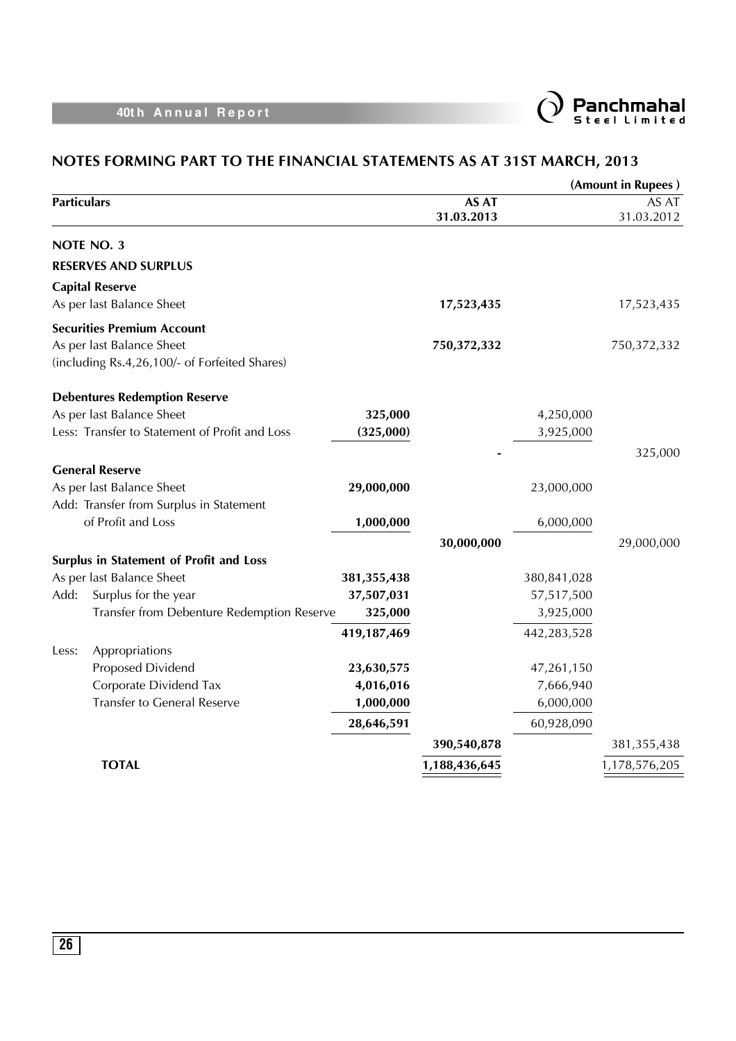## NOTES FORMING PART TO THE FINANCIAL STATEMENTS AS AT 31ST MARCH, 2013

(Amount in Rupees )

| Particulars | | AS AT 31.03.2013 | | AS AT 31.03.2012 |
|---|---|---|---|---|
| **NOTE NO. 3** | | | | |
| **RESERVES AND SURPLUS** | | | | |
| **Capital Reserve** | | | | |
| As per last Balance Sheet | | **17,523,435** | | 17,523,435 |
| **Securities Premium Account** | | | | |
| As per last Balance Sheet (including Rs.4,26,100/- of Forfeited Shares) | | **750,372,332** | | 750,372,332 |
| **Debentures Redemption Reserve** | | | | |
| As per last Balance Sheet | **325,000** | | 4,250,000 | |
| Less: Transfer to Statement of Profit and Loss | **(325,000)** | | 3,925,000 | |
| | | **-** | | 325,000 |
| **General Reserve** | | | | |
| As per last Balance Sheet | **29,000,000** | | 23,000,000 | |
| Add: Transfer from Surplus in Statement of Profit and Loss | **1,000,000** | | 6,000,000 | |
| | | **30,000,000** | | 29,000,000 |
| **Surplus in Statement of Profit and Loss** | | | | |
| As per last Balance Sheet | **381,355,438** | | 380,841,028 | |
| Add: Surplus for the year | **37,507,031** | | 57,517,500 | |
| Transfer from Debenture Redemption Reserve | **325,000** | | 3,925,000 | |
| | **419,187,469** | | 442,283,528 | |
| Less: Appropriations | | | | |
| Proposed Dividend | **23,630,575** | | 47,261,150 | |
| Corporate Dividend Tax | **4,016,016** | | 7,666,940 | |
| Transfer to General Reserve | **1,000,000** | | 6,000,000 | |
| | **28,646,591** | | 60,928,090 | |
| | | **390,540,878** | | 381,355,438 |
| **TOTAL** | | **1,188,436,645** | | 1,178,576,205 |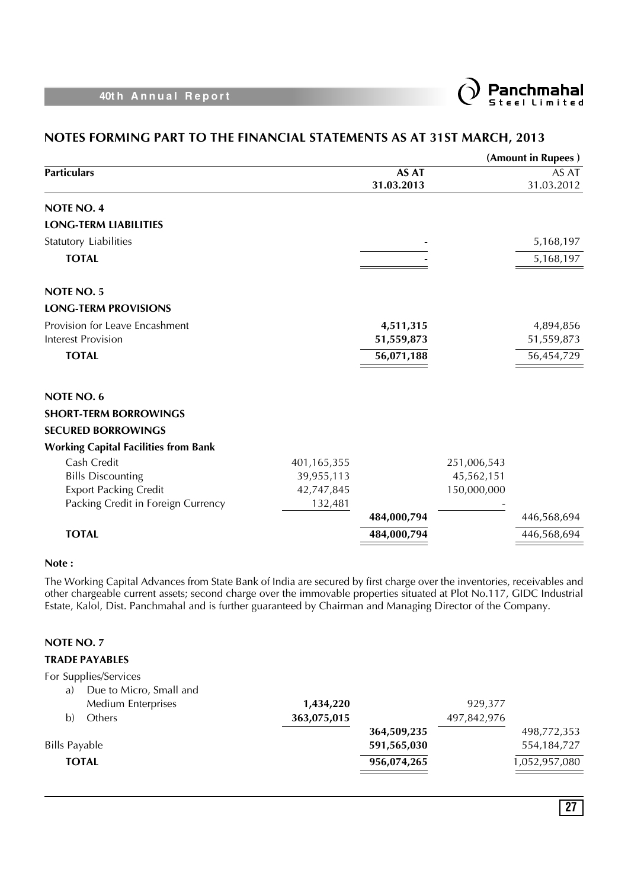## NOTES FORMING PART TO THE FINANCIAL STATEMENTS AS AT 31ST MARCH, 2013

(Amount in Rupees )

| Particulars | | AS AT 31.03.2013 | | AS AT 31.03.2012 |
|---|---|---|---|---|
| **NOTE NO. 4** | | | | |
| **LONG-TERM LIABILITIES** | | | | |
| Statutory Liabilities | | - | | 5,168,197 |
| **TOTAL** | | - | | 5,168,197 |
| **NOTE NO. 5** | | | | |
| **LONG-TERM PROVISIONS** | | | | |
| Provision for Leave Encashment | | **4,511,315** | | 4,894,856 |
| Interest Provision | | **51,559,873** | | 51,559,873 |
| **TOTAL** | | **56,071,188** | | 56,454,729 |
| **NOTE NO. 6** | | | | |
| **SHORT-TERM BORROWINGS** | | | | |
| **SECURED BORROWINGS** | | | | |
| **Working Capital Facilities from Bank** | | | | |
| Cash Credit | 401,165,355 | | 251,006,543 | |
| Bills Discounting | 39,955,113 | | 45,562,151 | |
| Export Packing Credit | 42,747,845 | | 150,000,000 | |
| Packing Credit in Foreign Currency | 132,481 | | - | |
| | | **484,000,794** | | 446,568,694 |
| **TOTAL** | | **484,000,794** | | 446,568,694 |

**Note :**

The Working Capital Advances from State Bank of India are secured by first charge over the inventories, receivables and other chargeable current assets; second charge over the immovable properties situated at Plot No.117, GIDC Industrial Estate, Kalol, Dist. Panchmahal and is further guaranteed by Chairman and Managing Director of the Company.

| Particulars | | AS AT 31.03.2013 | | AS AT 31.03.2012 |
|---|---|---|---|---|
| **NOTE NO. 7** | | | | |
| **TRADE PAYABLES** | | | | |
| For Supplies/Services | | | | |
| a) Due to Micro, Small and Medium Enterprises | **1,434,220** | | 929,377 | |
| b) Others | **363,075,015** | | 497,842,976 | |
| | | **364,509,235** | | 498,772,353 |
| Bills Payable | | **591,565,030** | | 554,184,727 |
| **TOTAL** | | **956,074,265** | | 1,052,957,080 |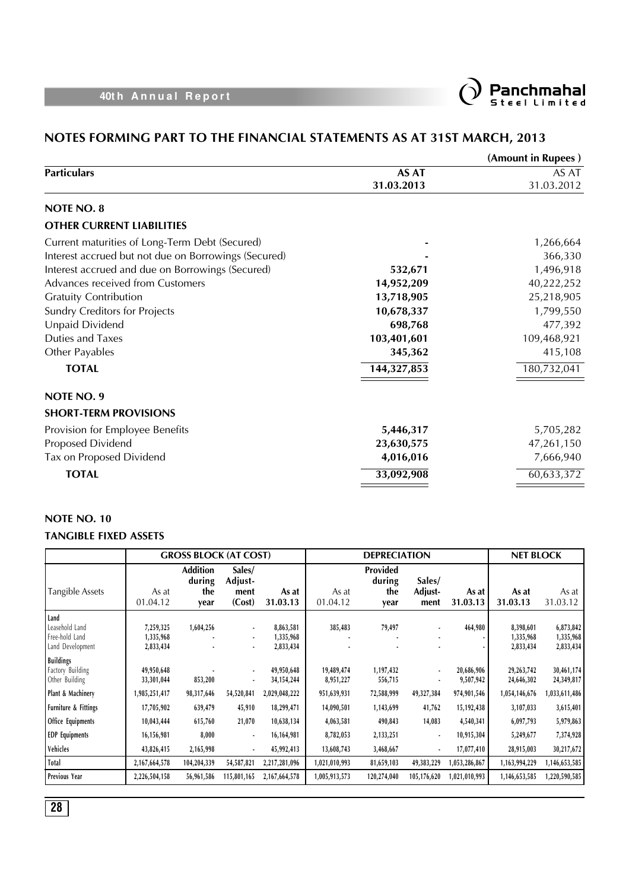## NOTES FORMING PART TO THE FINANCIAL STATEMENTS AS AT 31ST MARCH, 2013

(Amount in Rupees )

| Particulars | AS AT 31.03.2013 | AS AT 31.03.2012 |
|---|---|---|
| **NOTE NO. 8** | | |
| **OTHER CURRENT LIABILITIES** | | |
| Current maturities of Long-Term Debt (Secured) | - | 1,266,664 |
| Interest accrued but not due on Borrowings (Secured) | - | 366,330 |
| Interest accrued and due on Borrowings (Secured) | **532,671** | 1,496,918 |
| Advances received from Customers | **14,952,209** | 40,222,252 |
| Gratuity Contribution | **13,718,905** | 25,218,905 |
| Sundry Creditors for Projects | **10,678,337** | 1,799,550 |
| Unpaid Dividend | **698,768** | 477,392 |
| Duties and Taxes | **103,401,601** | 109,468,921 |
| Other Payables | **345,362** | 415,108 |
| **TOTAL** | **144,327,853** | 180,732,041 |
| **NOTE NO. 9** | | |
| **SHORT-TERM PROVISIONS** | | |
| Provision for Employee Benefits | **5,446,317** | 5,705,282 |
| Proposed Dividend | **23,630,575** | 47,261,150 |
| Tax on Proposed Dividend | **4,016,016** | 7,666,940 |
| **TOTAL** | **33,092,908** | 60,633,372 |

### NOTE NO. 10

### TANGIBLE FIXED ASSETS

| | GROSS BLOCK (AT COST) | | | | DEPRECIATION | | | | NET BLOCK | |
|---|---|---|---|---|---|---|---|---|---|---|
| Tangible Assets | As at 01.04.12 | Addition during the year | Sales/ Adjust-ment (Cost) | As at 31.03.13 | As at 01.04.12 | Provided during the year | Sales/ Adjust-ment | As at 31.03.13 | As at 31.03.13 | As at 31.03.12 |
| **Land** | | | | | | | | | | |
| Leasehold Land | 7,259,325 | 1,604,256 | - | 8,863,581 | 385,483 | 79,497 | - | 464,980 | 8,398,601 | 6,873,842 |
| Free-hold Land | 1,335,968 | - | - | 1,335,968 | - | - | - | - | 1,335,968 | 1,335,968 |
| Land Development | 2,833,434 | - | - | 2,833,434 | - | - | - | - | 2,833,434 | 2,833,434 |
| **Buildings** | | | | | | | | | | |
| Factory Building | 49,950,648 | - | - | 49,950,648 | 19,489,474 | 1,197,432 | - | 20,686,906 | 29,263,742 | 30,461,174 |
| Other Building | 33,301,044 | 853,200 | - | 34,154,244 | 8,951,227 | 556,715 | - | 9,507,942 | 24,646,302 | 24,349,817 |
| Plant & Machinery | 1,985,251,417 | 98,317,646 | 54,520,841 | 2,029,048,222 | 951,639,931 | 72,588,999 | 49,327,384 | 974,901,546 | 1,054,146,676 | 1,033,611,486 |
| Furniture & Fittings | 17,705,902 | 639,479 | 45,910 | 18,299,471 | 14,090,501 | 1,143,699 | 41,762 | 15,192,438 | 3,107,033 | 3,615,401 |
| Office Equipments | 10,043,444 | 615,760 | 21,070 | 10,638,134 | 4,063,581 | 490,843 | 14,083 | 4,540,341 | 6,097,793 | 5,979,863 |
| EDP Equipments | 16,156,981 | 8,000 | - | 16,164,981 | 8,782,053 | 2,133,251 | - | 10,915,304 | 5,249,677 | 7,374,928 |
| Vehicles | 43,826,415 | 2,165,998 | - | 45,992,413 | 13,608,743 | 3,468,667 | - | 17,077,410 | 28,915,003 | 30,217,672 |
| Total | 2,167,664,578 | 104,204,339 | 54,587,821 | 2,217,281,096 | 1,021,010,993 | 81,659,103 | 49,383,229 | 1,053,286,867 | 1,163,994,229 | 1,146,653,585 |
| Previous Year | 2,226,504,158 | 56,961,586 | 115,801,165 | 2,167,664,578 | 1,005,913,573 | 120,274,040 | 105,176,620 | 1,021,010,993 | 1,146,653,585 | 1,220,590,585 |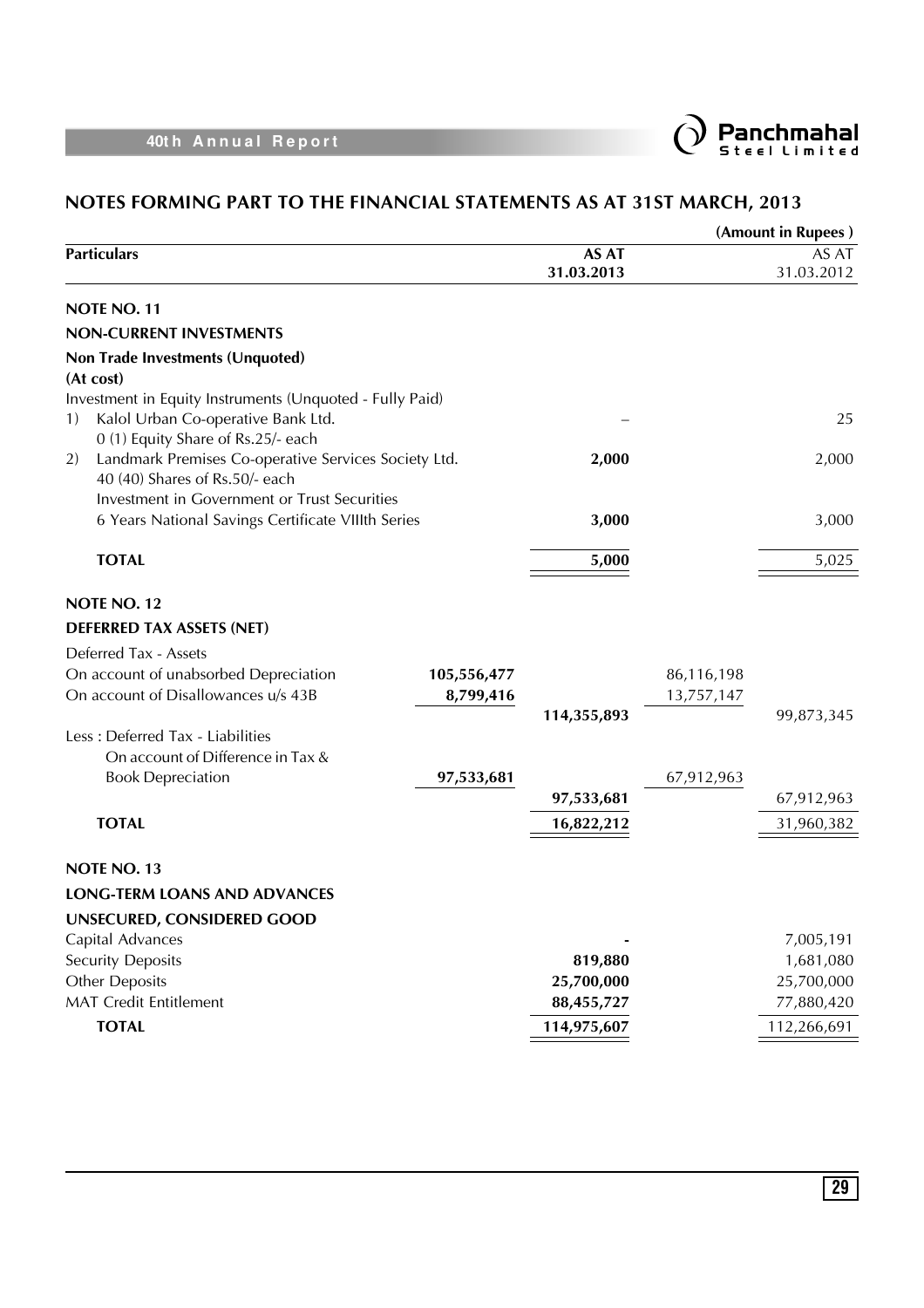## NOTES FORMING PART TO THE FINANCIAL STATEMENTS AS AT 31ST MARCH, 2013

(Amount in Rupees )

| Particulars | | AS AT 31.03.2013 | | AS AT 31.03.2012 |
|---|---|---|---|---|
| **NOTE NO. 11** | | | | |
| **NON-CURRENT INVESTMENTS** | | | | |
| **Non Trade Investments (Unquoted)** | | | | |
| **(At cost)** | | | | |
| Investment in Equity Instruments (Unquoted - Fully Paid) | | | | |
| 1) Kalol Urban Co-operative Bank Ltd. 0 (1) Equity Share of Rs.25/- each | | – | | 25 |
| 2) Landmark Premises Co-operative Services Society Ltd. 40 (40) Shares of Rs.50/- each | | **2,000** | | 2,000 |
| Investment in Government or Trust Securities | | | | |
| 6 Years National Savings Certificate VIIIth Series | | **3,000** | | 3,000 |
| **TOTAL** | | **5,000** | | 5,025 |
| **NOTE NO. 12** | | | | |
| **DEFERRED TAX ASSETS (NET)** | | | | |
| Deferred Tax - Assets | | | | |
| On account of unabsorbed Depreciation | **105,556,477** | | 86,116,198 | |
| On account of Disallowances u/s 43B | **8,799,416** | | 13,757,147 | |
| | | **114,355,893** | | 99,873,345 |
| Less : Deferred Tax - Liabilities | | | | |
| On account of Difference in Tax & Book Depreciation | **97,533,681** | | 67,912,963 | |
| | | **97,533,681** | | 67,912,963 |
| **TOTAL** | | **16,822,212** | | 31,960,382 |
| **NOTE NO. 13** | | | | |
| **LONG-TERM LOANS AND ADVANCES** | | | | |
| **UNSECURED, CONSIDERED GOOD** | | | | |
| Capital Advances | | **-** | | 7,005,191 |
| Security Deposits | | **819,880** | | 1,681,080 |
| Other Deposits | | **25,700,000** | | 25,700,000 |
| MAT Credit Entitlement | | **88,455,727** | | 77,880,420 |
| **TOTAL** | | **114,975,607** | | 112,266,691 |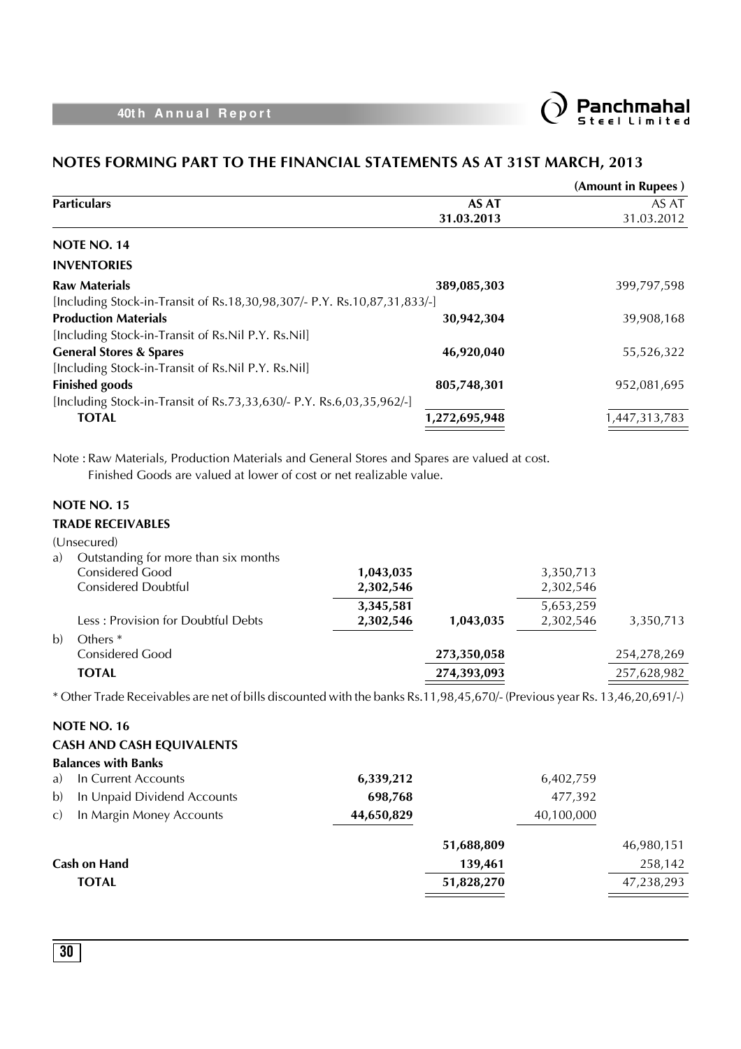## NOTES FORMING PART TO THE FINANCIAL STATEMENTS AS AT 31ST MARCH, 2013

(Amount in Rupees )

| Particulars | | AS AT 31.03.2013 | | AS AT 31.03.2012 |
|---|---|---|---|---|
| **NOTE NO. 14** | | | | |
| **INVENTORIES** | | | | |
| **Raw Materials** | | **389,085,303** | | 399,797,598 |
| [Including Stock-in-Transit of Rs.18,30,98,307/- P.Y. Rs.10,87,31,833/-] | | | | |
| **Production Materials** | | **30,942,304** | | 39,908,168 |
| [Including Stock-in-Transit of Rs.Nil P.Y. Rs.Nil] | | | | |
| **General Stores & Spares** | | **46,920,040** | | 55,526,322 |
| [Including Stock-in-Transit of Rs.Nil P.Y. Rs.Nil] | | | | |
| **Finished goods** | | **805,748,301** | | 952,081,695 |
| [Including Stock-in-Transit of Rs.73,33,630/- P.Y. Rs.6,03,35,962/-] | | | | |
| **TOTAL** | | **1,272,695,948** | | 1,447,313,783 |

Note : Raw Materials, Production Materials and General Stores and Spares are valued at cost.
Finished Goods are valued at lower of cost or net realizable value.

| Particulars | | AS AT 31.03.2013 | | AS AT 31.03.2012 |
|---|---|---|---|---|
| **NOTE NO. 15** | | | | |
| **TRADE RECEIVABLES** | | | | |
| (Unsecured) | | | | |
| a) Outstanding for more than six months | | | | |
| Considered Good | **1,043,035** | | 3,350,713 | |
| Considered Doubtful | **2,302,546** | | 2,302,546 | |
| | **3,345,581** | | 5,653,259 | |
| Less : Provision for Doubtful Debts | **2,302,546** | **1,043,035** | 2,302,546 | 3,350,713 |
| b) Others * | | | | |
| Considered Good | | **273,350,058** | | 254,278,269 |
| **TOTAL** | | **274,393,093** | | 257,628,982 |

* Other Trade Receivables are net of bills discounted with the banks Rs.11,98,45,670/- (Previous year Rs. 13,46,20,691/-)

| Particulars | | AS AT 31.03.2013 | | AS AT 31.03.2012 |
|---|---|---|---|---|
| **NOTE NO. 16** | | | | |
| **CASH AND CASH EQUIVALENTS** | | | | |
| **Balances with Banks** | | | | |
| a) In Current Accounts | **6,339,212** | | 6,402,759 | |
| b) In Unpaid Dividend Accounts | **698,768** | | 477,392 | |
| c) In Margin Money Accounts | **44,650,829** | | 40,100,000 | |
| | | **51,688,809** | | 46,980,151 |
| **Cash on Hand** | | **139,461** | | 258,142 |
| **TOTAL** | | **51,828,270** | | 47,238,293 |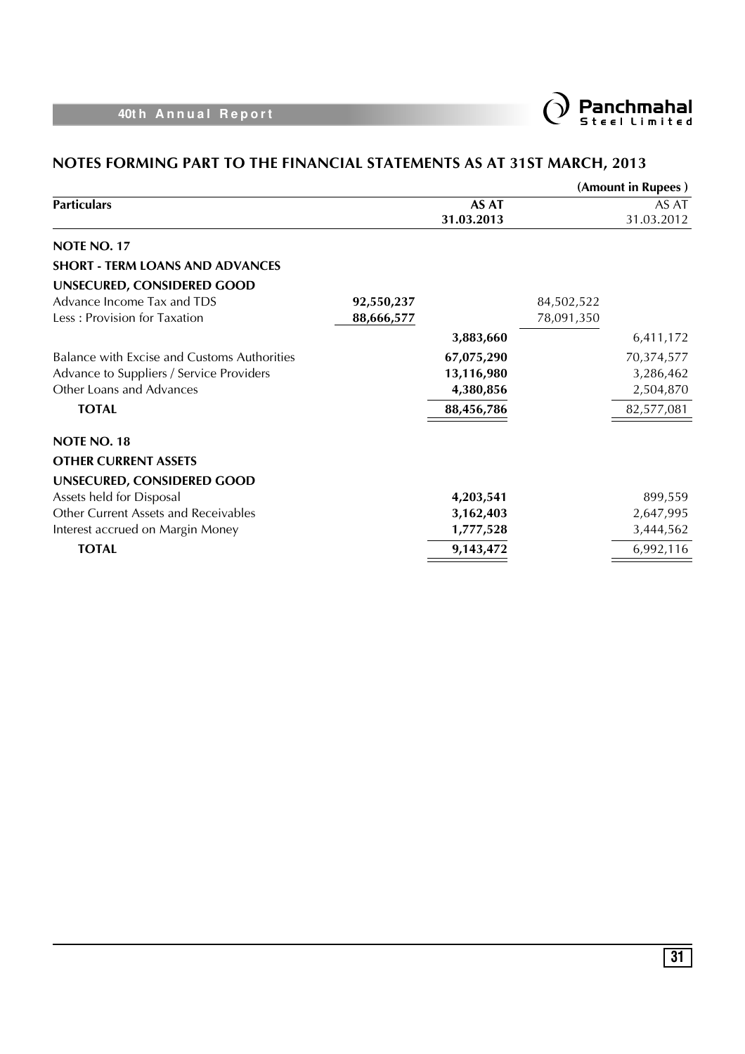## NOTES FORMING PART TO THE FINANCIAL STATEMENTS AS AT 31ST MARCH, 2013

(Amount in Rupees )

| Particulars | | AS AT 31.03.2013 | | AS AT 31.03.2012 |
|---|---|---|---|---|
| **NOTE NO. 17** | | | | |
| **SHORT - TERM LOANS AND ADVANCES** | | | | |
| **UNSECURED, CONSIDERED GOOD** | | | | |
| Advance Income Tax and TDS | **92,550,237** | | 84,502,522 | |
| Less : Provision for Taxation | **88,666,577** | | 78,091,350 | |
| | | **3,883,660** | | 6,411,172 |
| Balance with Excise and Customs Authorities | | **67,075,290** | | 70,374,577 |
| Advance to Suppliers / Service Providers | | **13,116,980** | | 3,286,462 |
| Other Loans and Advances | | **4,380,856** | | 2,504,870 |
| **TOTAL** | | **88,456,786** | | 82,577,081 |
| **NOTE NO. 18** | | | | |
| **OTHER CURRENT ASSETS** | | | | |
| **UNSECURED, CONSIDERED GOOD** | | | | |
| Assets held for Disposal | | **4,203,541** | | 899,559 |
| Other Current Assets and Receivables | | **3,162,403** | | 2,647,995 |
| Interest accrued on Margin Money | | **1,777,528** | | 3,444,562 |
| **TOTAL** | | **9,143,472** | | 6,992,116 |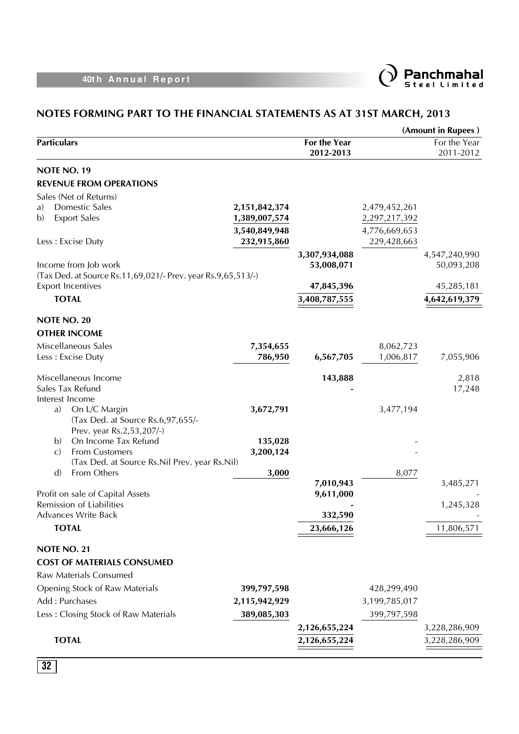## NOTES FORMING PART TO THE FINANCIAL STATEMENTS AS AT 31ST MARCH, 2013

(Amount in Rupees )

| Particulars | | For the Year 2012-2013 | | For the Year 2011-2012 |
|---|---|---|---|---|
| **NOTE NO. 19** | | | | |
| **REVENUE FROM OPERATIONS** | | | | |
| Sales (Net of Returns) | | | | |
| a) Domestic Sales | **2,151,842,374** | | 2,479,452,261 | |
| b) Export Sales | **1,389,007,574** | | 2,297,217,392 | |
| | **3,540,849,948** | | 4,776,669,653 | |
| Less : Excise Duty | **232,915,860** | | 229,428,663 | |
| | | **3,307,934,088** | | 4,547,240,990 |
| Income from Job work | | **53,008,071** | | 50,093,208 |
| (Tax Ded. at Source Rs.11,69,021/- Prev. year Rs.9,65,513/-) | | | | |
| Export Incentives | | **47,845,396** | | 45,285,181 |
| **TOTAL** | | **3,408,787,555** | | **4,642,619,379** |
| **NOTE NO. 20** | | | | |
| **OTHER INCOME** | | | | |
| Miscellaneous Sales | **7,354,655** | | 8,062,723 | |
| Less : Excise Duty | **786,950** | **6,567,705** | 1,006,817 | 7,055,906 |
| Miscellaneous Income | | **143,888** | | 2,818 |
| Sales Tax Refund | | **-** | | 17,248 |
| Interest Income | | | | |
| a) On L/C Margin | **3,672,791** | | 3,477,194 | |
| (Tax Ded. at Source Rs.6,97,655/- Prev. year Rs.2,53,207/-) | | | | |
| b) On Income Tax Refund | **135,028** | | - | |
| c) From Customers | **3,200,124** | | - | |
| (Tax Ded. at Source Rs.Nil Prev. year Rs.Nil) | | | | |
| d) From Others | **3,000** | | 8,077 | |
| | | **7,010,943** | | 3,485,271 |
| Profit on sale of Capital Assets | | **9,611,000** | | - |
| Remission of Liabilities | | **-** | | 1,245,328 |
| Advances Write Back | | **332,590** | | - |
| **TOTAL** | | **23,666,126** | | 11,806,571 |
| **NOTE NO. 21** | | | | |
| **COST OF MATERIALS CONSUMED** | | | | |
| Raw Materials Consumed | | | | |
| Opening Stock of Raw Materials | **399,797,598** | | 428,299,490 | |
| Add : Purchases | **2,115,942,929** | | 3,199,785,017 | |
| Less : Closing Stock of Raw Materials | **389,085,303** | | 399,797,598 | |
| | | **2,126,655,224** | | 3,228,286,909 |
| **TOTAL** | | **2,126,655,224** | | 3,228,286,909 |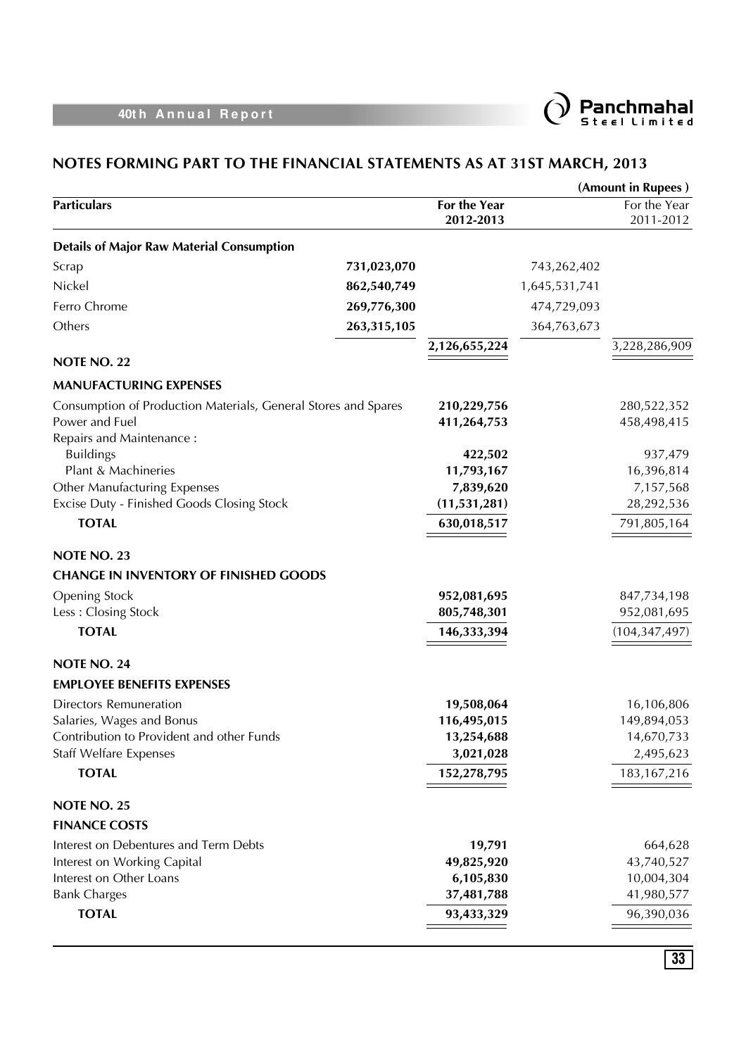## NOTES FORMING PART TO THE FINANCIAL STATEMENTS AS AT 31ST MARCH, 2013

(Amount in Rupees )

| Particulars | | For the Year 2012-2013 | | For the Year 2011-2012 |
|---|---|---|---|---|
| **Details of Major Raw Material Consumption** | | | | |
| Scrap | **731,023,070** | | 743,262,402 | |
| Nickel | **862,540,749** | | 1,645,531,741 | |
| Ferro Chrome | **269,776,300** | | 474,729,093 | |
| Others | **263,315,105** | | 364,763,673 | |
| | | **2,126,655,224** | | 3,228,286,909 |
| **NOTE NO. 22** | | | | |
| **MANUFACTURING EXPENSES** | | | | |
| Consumption of Production Materials, General Stores and Spares | | **210,229,756** | | 280,522,352 |
| Power and Fuel | | **411,264,753** | | 458,498,415 |
| Repairs and Maintenance : | | | | |
| Buildings | | **422,502** | | 937,479 |
| Plant & Machineries | | **11,793,167** | | 16,396,814 |
| Other Manufacturing Expenses | | **7,839,620** | | 7,157,568 |
| Excise Duty - Finished Goods Closing Stock | | **(11,531,281)** | | 28,292,536 |
| **TOTAL** | | **630,018,517** | | 791,805,164 |
| **NOTE NO. 23** | | | | |
| **CHANGE IN INVENTORY OF FINISHED GOODS** | | | | |
| Opening Stock | | **952,081,695** | | 847,734,198 |
| Less : Closing Stock | | **805,748,301** | | 952,081,695 |
| **TOTAL** | | **146,333,394** | | (104,347,497) |
| **NOTE NO. 24** | | | | |
| **EMPLOYEE BENEFITS EXPENSES** | | | | |
| Directors Remuneration | | **19,508,064** | | 16,106,806 |
| Salaries, Wages and Bonus | | **116,495,015** | | 149,894,053 |
| Contribution to Provident and other Funds | | **13,254,688** | | 14,670,733 |
| Staff Welfare Expenses | | **3,021,028** | | 2,495,623 |
| **TOTAL** | | **152,278,795** | | 183,167,216 |
| **NOTE NO. 25** | | | | |
| **FINANCE COSTS** | | | | |
| Interest on Debentures and Term Debts | | **19,791** | | 664,628 |
| Interest on Working Capital | | **49,825,920** | | 43,740,527 |
| Interest on Other Loans | | **6,105,830** | | 10,004,304 |
| Bank Charges | | **37,481,788** | | 41,980,577 |
| **TOTAL** | | **93,433,329** | | 96,390,036 |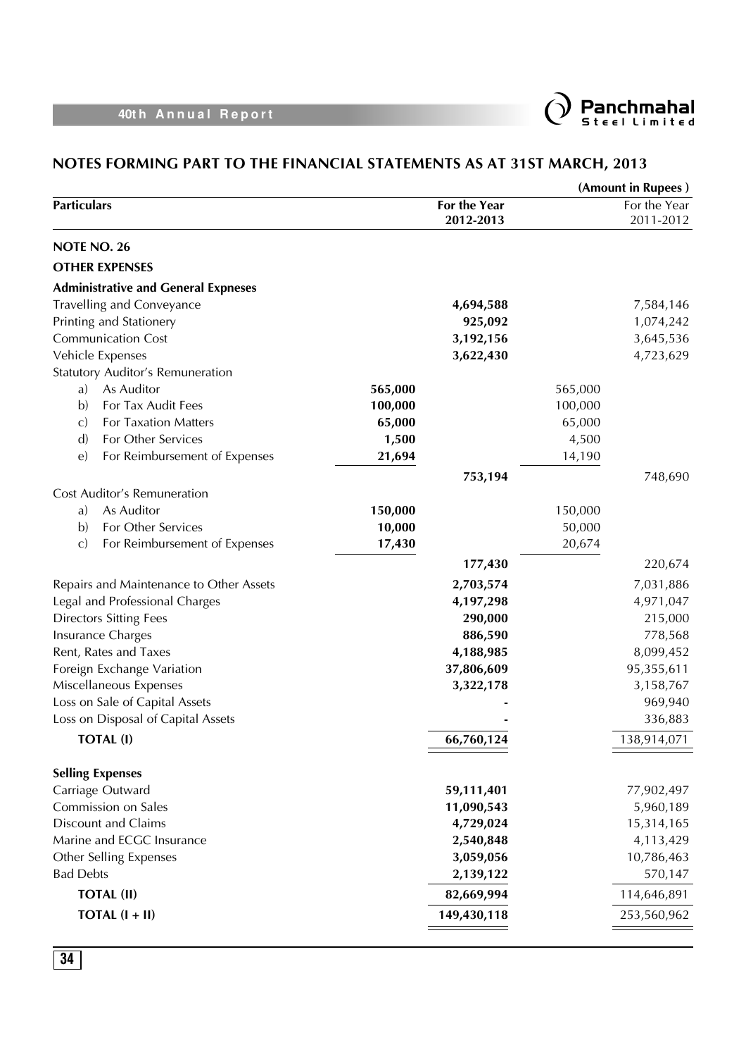## NOTES FORMING PART TO THE FINANCIAL STATEMENTS AS AT 31ST MARCH, 2013

(Amount in Rupees )

| Particulars | | For the Year 2012-2013 | | For the Year 2011-2012 |
|---|---|---|---|---|
| **NOTE NO. 26** | | | | |
| **OTHER EXPENSES** | | | | |
| **Administrative and General Expneses** | | | | |
| Travelling and Conveyance | | **4,694,588** | | 7,584,146 |
| Printing and Stationery | | **925,092** | | 1,074,242 |
| Communication Cost | | **3,192,156** | | 3,645,536 |
| Vehicle Expenses | | **3,622,430** | | 4,723,629 |
| Statutory Auditor's Remuneration | | | | |
| a) As Auditor | **565,000** | | 565,000 | |
| b) For Tax Audit Fees | **100,000** | | 100,000 | |
| c) For Taxation Matters | **65,000** | | 65,000 | |
| d) For Other Services | **1,500** | | 4,500 | |
| e) For Reimbursement of Expenses | **21,694** | | 14,190 | |
| | | **753,194** | | 748,690 |
| Cost Auditor's Remuneration | | | | |
| a) As Auditor | **150,000** | | 150,000 | |
| b) For Other Services | **10,000** | | 50,000 | |
| c) For Reimbursement of Expenses | **17,430** | | 20,674 | |
| | | **177,430** | | 220,674 |
| Repairs and Maintenance to Other Assets | | **2,703,574** | | 7,031,886 |
| Legal and Professional Charges | | **4,197,298** | | 4,971,047 |
| Directors Sitting Fees | | **290,000** | | 215,000 |
| Insurance Charges | | **886,590** | | 778,568 |
| Rent, Rates and Taxes | | **4,188,985** | | 8,099,452 |
| Foreign Exchange Variation | | **37,806,609** | | 95,355,611 |
| Miscellaneous Expenses | | **3,322,178** | | 3,158,767 |
| Loss on Sale of Capital Assets | | **-** | | 969,940 |
| Loss on Disposal of Capital Assets | | **-** | | 336,883 |
| **TOTAL (I)** | | **66,760,124** | | 138,914,071 |
| **Selling Expenses** | | | | |
| Carriage Outward | | **59,111,401** | | 77,902,497 |
| Commission on Sales | | **11,090,543** | | 5,960,189 |
| Discount and Claims | | **4,729,024** | | 15,314,165 |
| Marine and ECGC Insurance | | **2,540,848** | | 4,113,429 |
| Other Selling Expenses | | **3,059,056** | | 10,786,463 |
| Bad Debts | | **2,139,122** | | 570,147 |
| **TOTAL (II)** | | **82,669,994** | | 114,646,891 |
| **TOTAL (I + II)** | | **149,430,118** | | 253,560,962 |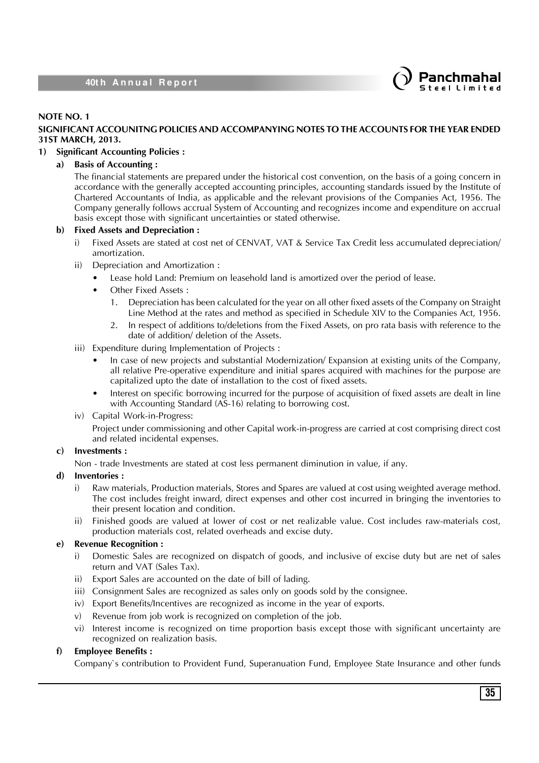**NOTE NO. 1**

**SIGNIFICANT ACCOUNITNG POLICIES AND ACCOMPANYING NOTES TO THE ACCOUNTS FOR THE YEAR ENDED 31ST MARCH, 2013.**

**1) Significant Accounting Policies :**

**a) Basis of Accounting :**

The financial statements are prepared under the historical cost convention, on the basis of a going concern in accordance with the generally accepted accounting principles, accounting standards issued by the Institute of Chartered Accountants of India, as applicable and the relevant provisions of the Companies Act, 1956. The Company generally follows accrual System of Accounting and recognizes income and expenditure on accrual basis except those with significant uncertainties or stated otherwise.

**b) Fixed Assets and Depreciation :**

i) Fixed Assets are stated at cost net of CENVAT, VAT & Service Tax Credit less accumulated depreciation/ amortization.

ii) Depreciation and Amortization :

- Lease hold Land: Premium on leasehold land is amortized over the period of lease.
- Other Fixed Assets :
  1. Depreciation has been calculated for the year on all other fixed assets of the Company on Straight Line Method at the rates and method as specified in Schedule XIV to the Companies Act, 1956.
  2. In respect of additions to/deletions from the Fixed Assets, on pro rata basis with reference to the date of addition/ deletion of the Assets.

iii) Expenditure during Implementation of Projects :

- In case of new projects and substantial Modernization/ Expansion at existing units of the Company, all relative Pre-operative expenditure and initial spares acquired with machines for the purpose are capitalized upto the date of installation to the cost of fixed assets.
- Interest on specific borrowing incurred for the purpose of acquisition of fixed assets are dealt in line with Accounting Standard (AS-16) relating to borrowing cost.

iv) Capital Work-in-Progress:

Project under commissioning and other Capital work-in-progress are carried at cost comprising direct cost and related incidental expenses.

**c) Investments :**

Non - trade Investments are stated at cost less permanent diminution in value, if any.

**d) Inventories :**

i) Raw materials, Production materials, Stores and Spares are valued at cost using weighted average method. The cost includes freight inward, direct expenses and other cost incurred in bringing the inventories to their present location and condition.

ii) Finished goods are valued at lower of cost or net realizable value. Cost includes raw-materials cost, production materials cost, related overheads and excise duty.

**e) Revenue Recognition :**

i) Domestic Sales are recognized on dispatch of goods, and inclusive of excise duty but are net of sales return and VAT (Sales Tax).

ii) Export Sales are accounted on the date of bill of lading.

iii) Consignment Sales are recognized as sales only on goods sold by the consignee.

iv) Export Benefits/Incentives are recognized as income in the year of exports.

v) Revenue from job work is recognized on completion of the job.

vi) Interest income is recognized on time proportion basis except those with significant uncertainty are recognized on realization basis.

**f) Employee Benefits :**

Company`s contribution to Provident Fund, Superanuation Fund, Employee State Insurance and other funds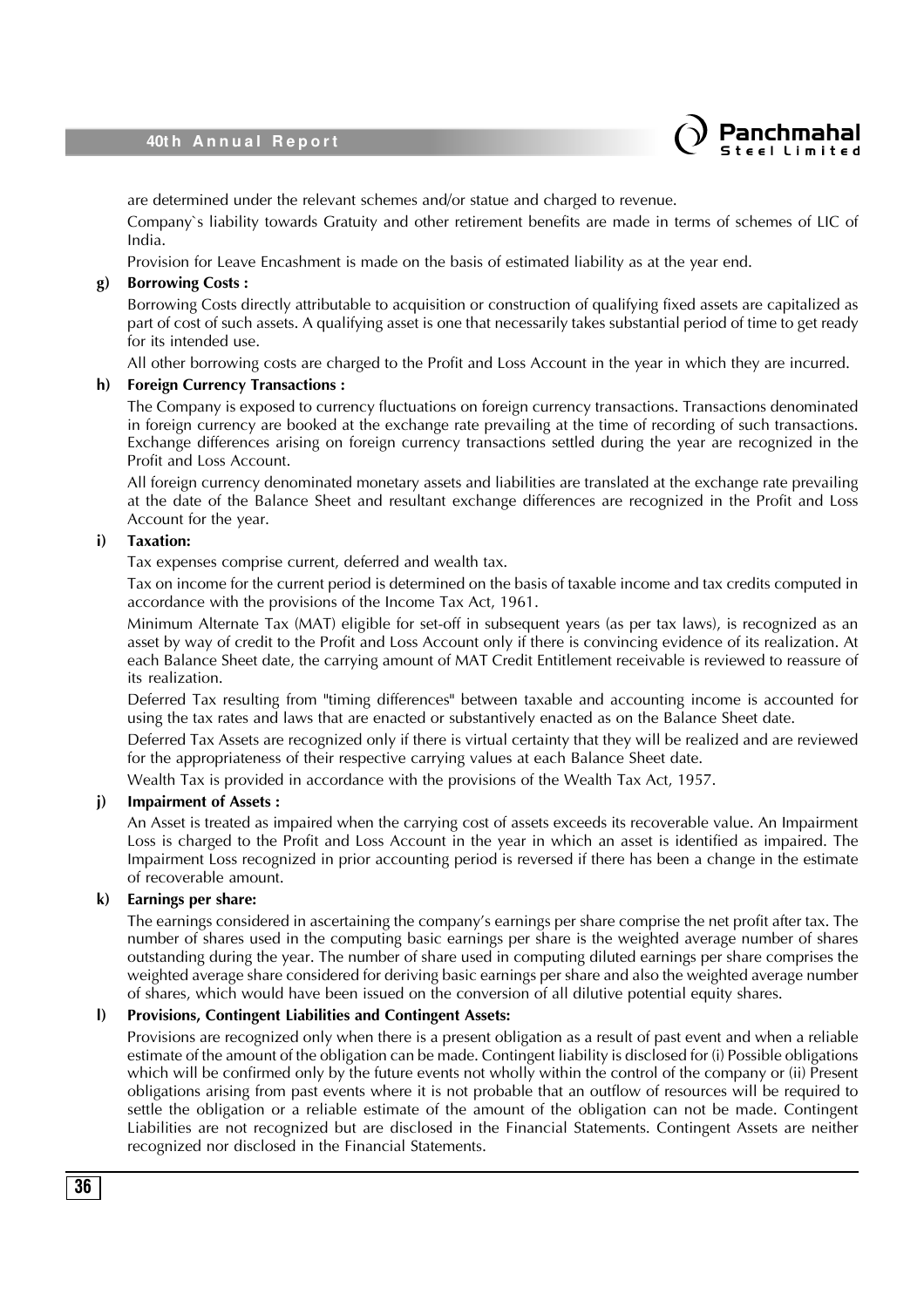are determined under the relevant schemes and/or statue and charged to revenue.

Company`s liability towards Gratuity and other retirement benefits are made in terms of schemes of LIC of India.

Provision for Leave Encashment is made on the basis of estimated liability as at the year end.

**g) Borrowing Costs :**

Borrowing Costs directly attributable to acquisition or construction of qualifying fixed assets are capitalized as part of cost of such assets. A qualifying asset is one that necessarily takes substantial period of time to get ready for its intended use.

All other borrowing costs are charged to the Profit and Loss Account in the year in which they are incurred.

**h) Foreign Currency Transactions :**

The Company is exposed to currency fluctuations on foreign currency transactions. Transactions denominated in foreign currency are booked at the exchange rate prevailing at the time of recording of such transactions. Exchange differences arising on foreign currency transactions settled during the year are recognized in the Profit and Loss Account.

All foreign currency denominated monetary assets and liabilities are translated at the exchange rate prevailing at the date of the Balance Sheet and resultant exchange differences are recognized in the Profit and Loss Account for the year.

**i) Taxation:**

Tax expenses comprise current, deferred and wealth tax.

Tax on income for the current period is determined on the basis of taxable income and tax credits computed in accordance with the provisions of the Income Tax Act, 1961.

Minimum Alternate Tax (MAT) eligible for set-off in subsequent years (as per tax laws), is recognized as an asset by way of credit to the Profit and Loss Account only if there is convincing evidence of its realization. At each Balance Sheet date, the carrying amount of MAT Credit Entitlement receivable is reviewed to reassure of its realization.

Deferred Tax resulting from "timing differences" between taxable and accounting income is accounted for using the tax rates and laws that are enacted or substantively enacted as on the Balance Sheet date.

Deferred Tax Assets are recognized only if there is virtual certainty that they will be realized and are reviewed for the appropriateness of their respective carrying values at each Balance Sheet date.

Wealth Tax is provided in accordance with the provisions of the Wealth Tax Act, 1957.

**j) Impairment of Assets :**

An Asset is treated as impaired when the carrying cost of assets exceeds its recoverable value. An Impairment Loss is charged to the Profit and Loss Account in the year in which an asset is identified as impaired. The Impairment Loss recognized in prior accounting period is reversed if there has been a change in the estimate of recoverable amount.

**k) Earnings per share:**

The earnings considered in ascertaining the company's earnings per share comprise the net profit after tax. The number of shares used in the computing basic earnings per share is the weighted average number of shares outstanding during the year. The number of share used in computing diluted earnings per share comprises the weighted average share considered for deriving basic earnings per share and also the weighted average number of shares, which would have been issued on the conversion of all dilutive potential equity shares.

**l) Provisions, Contingent Liabilities and Contingent Assets:**

Provisions are recognized only when there is a present obligation as a result of past event and when a reliable estimate of the amount of the obligation can be made. Contingent liability is disclosed for (i) Possible obligations which will be confirmed only by the future events not wholly within the control of the company or (ii) Present obligations arising from past events where it is not probable that an outflow of resources will be required to settle the obligation or a reliable estimate of the amount of the obligation can not be made. Contingent Liabilities are not recognized but are disclosed in the Financial Statements. Contingent Assets are neither recognized nor disclosed in the Financial Statements.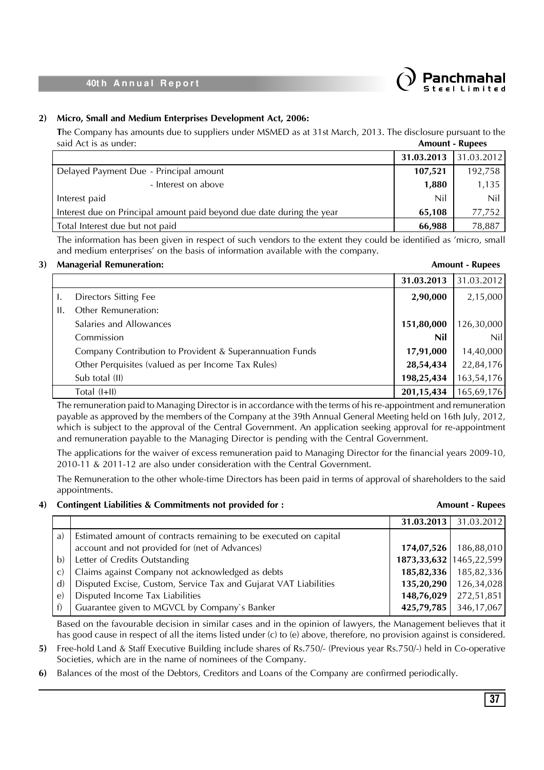**2) Micro, Small and Medium Enterprises Development Act, 2006:**

The Company has amounts due to suppliers under MSMED as at 31st March, 2013. The disclosure pursuant to the said Act is as under:

**Amount - Rupees**

| | 31.03.2013 | 31.03.2012 |
|---|---|---|
| Delayed Payment Due - Principal amount | **107,521** | 192,758 |
| - Interest on above | **1,880** | 1,135 |
| Interest paid | Nil | Nil |
| Interest due on Principal amount paid beyond due date during the year | **65,108** | 77,752 |
| Total Interest due but not paid | **66,988** | 78,887 |

The information has been given in respect of such vendors to the extent they could be identified as 'micro, small and medium enterprises' on the basis of information available with the company.

**3) Managerial Remuneration:**

**Amount - Rupees**

| | | 31.03.2013 | 31.03.2012 |
|---|---|---|---|
| I. | Directors Sitting Fee | **2,90,000** | 2,15,000 |
| II. | Other Remuneration: | | |
| | Salaries and Allowances | **151,80,000** | 126,30,000 |
| | Commission | **Nil** | Nil |
| | Company Contribution to Provident & Superannuation Funds | **17,91,000** | 14,40,000 |
| | Other Perquisites (valued as per Income Tax Rules) | **28,54,434** | 22,84,176 |
| | Sub total (II) | **198,25,434** | 163,54,176 |
| | Total (I+II) | **201,15,434** | 165,69,176 |

The remuneration paid to Managing Director is in accordance with the terms of his re-appointment and remuneration payable as approved by the members of the Company at the 39th Annual General Meeting held on 16th July, 2012, which is subject to the approval of the Central Government. An application seeking approval for re-appointment and remuneration payable to the Managing Director is pending with the Central Government.

The applications for the waiver of excess remuneration paid to Managing Director for the financial years 2009-10, 2010-11 & 2011-12 are also under consideration with the Central Government.

The Remuneration to the other whole-time Directors has been paid in terms of approval of shareholders to the said appointments.

**4) Contingent Liabilities & Commitments not provided for :**

**Amount - Rupees**

| | | 31.03.2013 | 31.03.2012 |
|---|---|---|---|
| a) | Estimated amount of contracts remaining to be executed on capital account and not provided for (net of Advances) | **174,07,526** | 186,88,010 |
| b) | Letter of Credits Outstanding | **1873,33,632** | 1465,22,599 |
| c) | Claims against Company not acknowledged as debts | **185,82,336** | 185,82,336 |
| d) | Disputed Excise, Custom, Service Tax and Gujarat VAT Liabilities | **135,20,290** | 126,34,028 |
| e) | Disputed Income Tax Liabilities | **148,76,029** | 272,51,851 |
| f) | Guarantee given to MGVCL by Company`s Banker | **425,79,785** | 346,17,067 |

Based on the favourable decision in similar cases and in the opinion of lawyers, the Management believes that it has good cause in respect of all the items listed under (c) to (e) above, therefore, no provision against is considered.

**5)** Free-hold Land & Staff Executive Building include shares of Rs.750/- (Previous year Rs.750/-) held in Co-operative Societies, which are in the name of nominees of the Company.

**6)** Balances of the most of the Debtors, Creditors and Loans of the Company are confirmed periodically.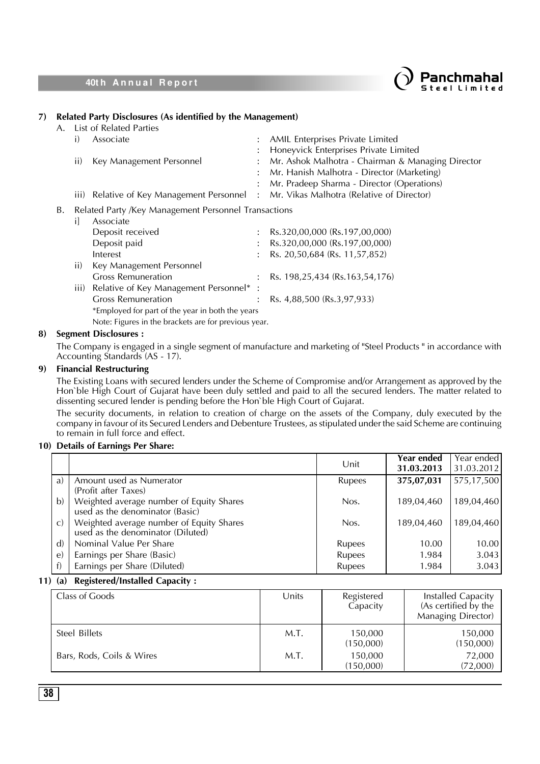## 7) Related Party Disclosures (As identified by the Management)

A. List of Related Parties

| | | | |
|---|---|---|---|
| i) | Associate | : | AMIL Enterprises Private Limited |
| | | : | Honeyvick Enterprises Private Limited |
| ii) | Key Management Personnel | : | Mr. Ashok Malhotra - Chairman & Managing Director |
| | | : | Mr. Hanish Malhotra - Director (Marketing) |
| | | : | Mr. Pradeep Sharma - Director (Operations) |
| iii) | Relative of Key Management Personnel | : | Mr. Vikas Malhotra (Relative of Director) |

B. Related Party /Key Management Personnel Transactions

| | | | |
|---|---|---|---|
| i] | Associate | | |
| | Deposit received | : | Rs.320,00,000 (Rs.197,00,000) |
| | Deposit paid | : | Rs.320,00,000 (Rs.197,00,000) |
| | Interest | : | Rs. 20,50,684 (Rs. 11,57,852) |
| ii) | Key Management Personnel | | |
| | Gross Remuneration | : | Rs. 198,25,434 (Rs.163,54,176) |
| iii) | Relative of Key Management Personnel* | : | |
| | Gross Remuneration | : | Rs. 4,88,500 (Rs.3,97,933) |

*Employed for part of the year in both the years

Note: Figures in the brackets are for previous year.

## 8) Segment Disclosures :

The Company is engaged in a single segment of manufacture and marketing of "Steel Products " in accordance with Accounting Standards (AS - 17).

## 9) Financial Restructuring

The Existing Loans with secured lenders under the Scheme of Compromise and/or Arrangement as approved by the Hon`ble High Court of Gujarat have been duly settled and paid to all the secured lenders. The matter related to dissenting secured lender is pending before the Hon`ble High Court of Gujarat.

The security documents, in relation to creation of charge on the assets of the Company, duly executed by the company in favour of its Secured Lenders and Debenture Trustees, as stipulated under the said Scheme are continuing to remain in full force and effect.

## 10) Details of Earnings Per Share:

| | | Unit | **Year ended 31.03.2013** | Year ended 31.03.2012 |
|---|---|---|---|---|
| a) | Amount used as Numerator (Profit after Taxes) | Rupees | **375,07,031** | 575,17,500 |
| b) | Weighted average number of Equity Shares used as the denominator (Basic) | Nos. | 189,04,460 | 189,04,460 |
| c) | Weighted average number of Equity Shares used as the denominator (Diluted) | Nos. | 189,04,460 | 189,04,460 |
| d) | Nominal Value Per Share | Rupees | 10.00 | 10.00 |
| e) | Earnings per Share (Basic) | Rupees | 1.984 | 3.043 |
| f) | Earnings per Share (Diluted) | Rupees | 1.984 | 3.043 |

## 11) (a) Registered/Installed Capacity :

| Class of Goods | Units | Registered Capacity | Installed Capacity (As certified by the Managing Director) |
|---|---|---|---|
| Steel Billets | M.T. | 150,000 (150,000) | 150,000 (150,000) |
| Bars, Rods, Coils & Wires | M.T. | 150,000 (150,000) | 72,000 (72,000) |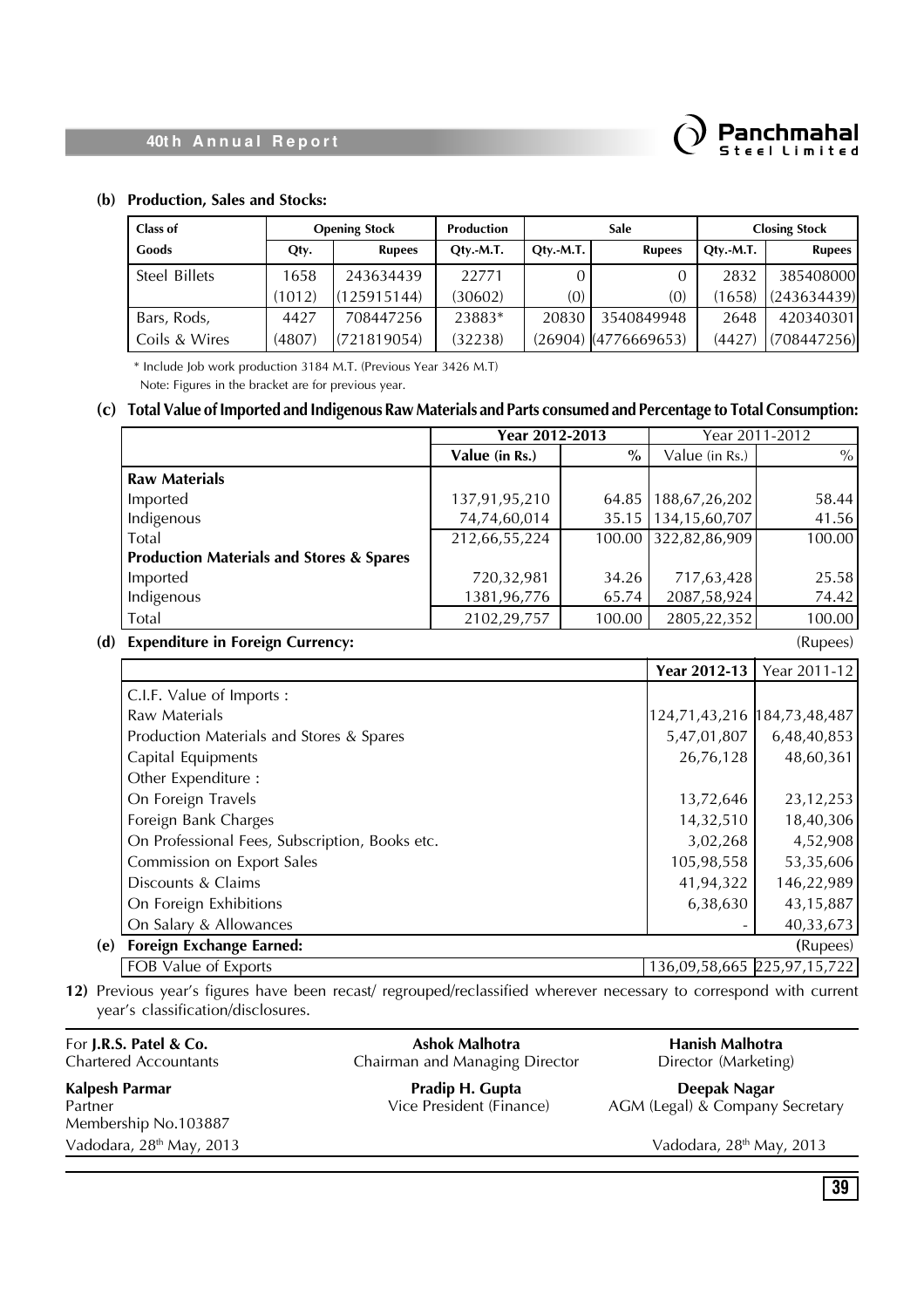**(b) Production, Sales and Stocks:**

| Class of Goods | Opening Stock | | Production | Sale | | Closing Stock | |
|---|---|---|---|---|---|---|---|
| | Qty. | Rupees | Qty.-M.T. | Qty.-M.T. | Rupees | Qty.-M.T. | Rupees |
| Steel Billets | 1658 | 243634439 | 22771 | 0 | 0 | 2832 | 385408000 |
| | (1012) | (125915144) | (30602) | (0) | (0) | (1658) | (243634439) |
| Bars, Rods, Coils & Wires | 4427 | 708447256 | 23883* | 20830 | 3540849948 | 2648 | 420340301 |
| | (4807) | (721819054) | (32238) | (26904) | (4776669653) | (4427) | (708447256) |

\* Include Job work production 3184 M.T. (Previous Year 3426 M.T)

Note: Figures in the bracket are for previous year.

**(c) Total Value of Imported and Indigenous Raw Materials and Parts consumed and Percentage to Total Consumption:**

| | Year 2012-2013 | | Year 2011-2012 | |
|---|---|---|---|---|
| | Value (in Rs.) | % | Value (in Rs.) | % |
| **Raw Materials** | | | | |
| Imported | 137,91,95,210 | 64.85 | 188,67,26,202 | 58.44 |
| Indigenous | 74,74,60,014 | 35.15 | 134,15,60,707 | 41.56 |
| Total | 212,66,55,224 | 100.00 | 322,82,86,909 | 100.00 |
| **Production Materials and Stores & Spares** | | | | |
| Imported | 720,32,981 | 34.26 | 717,63,428 | 25.58 |
| Indigenous | 1381,96,776 | 65.74 | 2087,58,924 | 74.42 |
| Total | 2102,29,757 | 100.00 | 2805,22,352 | 100.00 |

**(d) Expenditure in Foreign Currency:** (Rupees)

| | Year 2012-13 | Year 2011-12 |
|---|---|---|
| C.I.F. Value of Imports : | | |
| Raw Materials | 124,71,43,216 | 184,73,48,487 |
| Production Materials and Stores & Spares | 5,47,01,807 | 6,48,40,853 |
| Capital Equipments | 26,76,128 | 48,60,361 |
| Other Expenditure : | | |
| On Foreign Travels | 13,72,646 | 23,12,253 |
| Foreign Bank Charges | 14,32,510 | 18,40,306 |
| On Professional Fees, Subscription, Books etc. | 3,02,268 | 4,52,908 |
| Commission on Export Sales | 105,98,558 | 53,35,606 |
| Discounts & Claims | 41,94,322 | 146,22,989 |
| On Foreign Exhibitions | 6,38,630 | 43,15,887 |
| On Salary & Allowances | - | 40,33,673 |

**(e) Foreign Exchange Earned:** (Rupees)

| | Year 2012-13 | Year 2011-12 |
|---|---|---|
| FOB Value of Exports | 136,09,58,665 | 225,97,15,722 |

**12)** Previous year's figures have been recast/ regrouped/reclassified wherever necessary to correspond with current year's classification/disclosures.

For **J.R.S. Patel & Co.**
Chartered Accountants

**Kalpesh Parmar**
Partner
Membership No.103887
Vadodara, 28th May, 2013

**Ashok Malhotra**
Chairman and Managing Director

**Pradip H. Gupta**
Vice President (Finance)

**Hanish Malhotra**
Director (Marketing)

**Deepak Nagar**
AGM (Legal) & Company Secretary

Vadodara, 28th May, 2013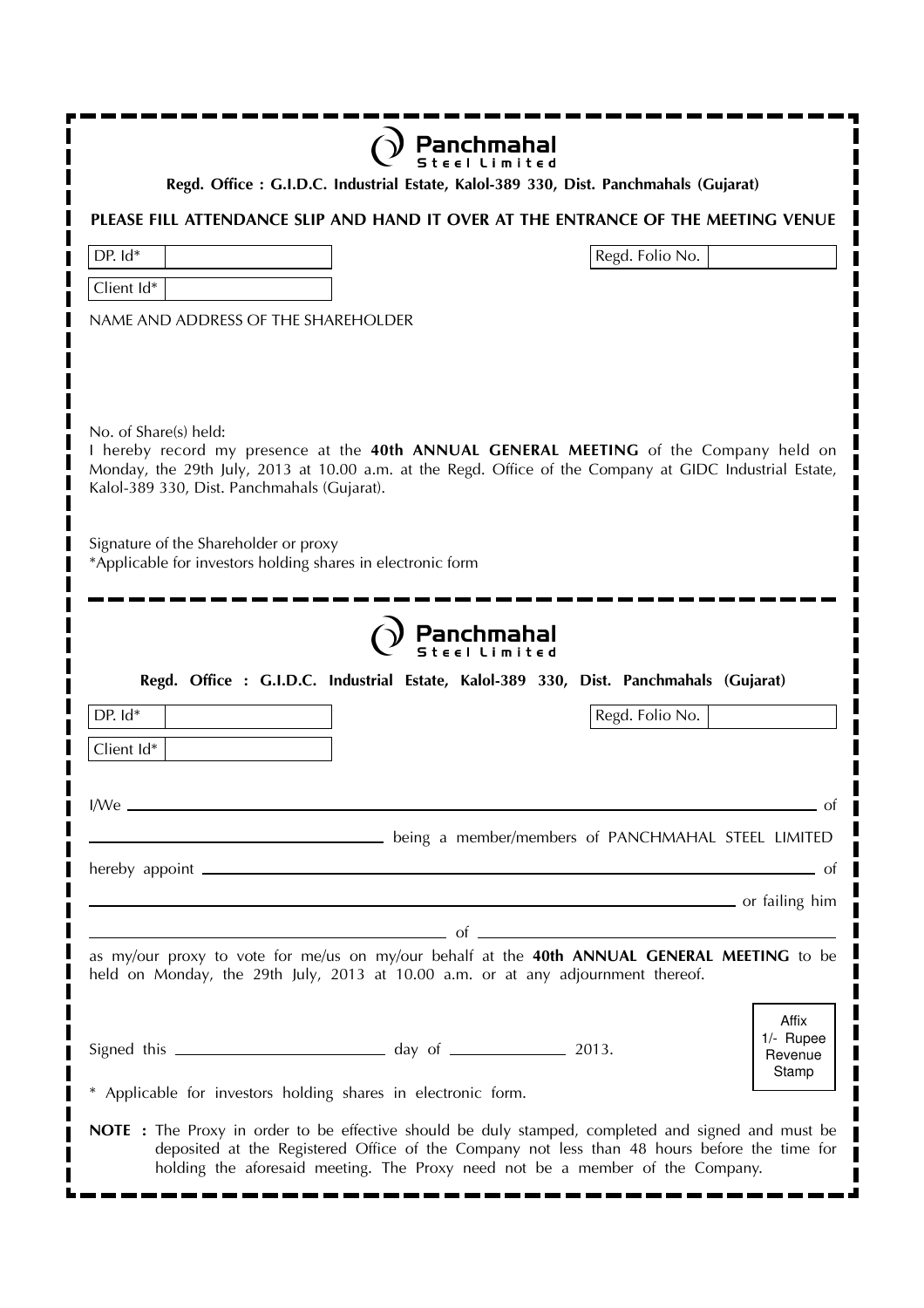**Panchmahal Steel Limited**

**Regd. Office : G.I.D.C. Industrial Estate, Kalol-389 330, Dist. Panchmahals (Gujarat)**

**PLEASE FILL ATTENDANCE SLIP AND HAND IT OVER AT THE ENTRANCE OF THE MEETING VENUE**

| DP. Id* | | Regd. Folio No. | |
|---|---|---|---|
| Client Id* | | | |

NAME AND ADDRESS OF THE SHAREHOLDER

No. of Share(s) held:

I hereby record my presence at the **40th ANNUAL GENERAL MEETING** of the Company held on Monday, the 29th July, 2013 at 10.00 a.m. at the Regd. Office of the Company at GIDC Industrial Estate, Kalol-389 330, Dist. Panchmahals (Gujarat).

Signature of the Shareholder or proxy

*Applicable for investors holding shares in electronic form

---

**Panchmahal Steel Limited**

**Regd. Office : G.I.D.C. Industrial Estate, Kalol-389 330, Dist. Panchmahals (Gujarat)**

| DP. Id* | | Regd. Folio No. | |
|---|---|---|---|
| Client Id* | | | |

I/We ______________________________________________ of

______________________ being a member/members of PANCHMAHAL STEEL LIMITED

hereby appoint ______________________________________ of

______________________________________________ or failing him

______________________ of ______________________

as my/our proxy to vote for me/us on my/our behalf at the **40th ANNUAL GENERAL MEETING** to be held on Monday, the 29th July, 2013 at 10.00 a.m. or at any adjournment thereof.

Signed this ______________ day of ______________ 2013.

Affix 1/- Rupee Revenue Stamp

\* Applicable for investors holding shares in electronic form.

**NOTE :** The Proxy in order to be effective should be duly stamped, completed and signed and must be deposited at the Registered Office of the Company not less than 48 hours before the time for holding the aforesaid meeting. The Proxy need not be a member of the Company.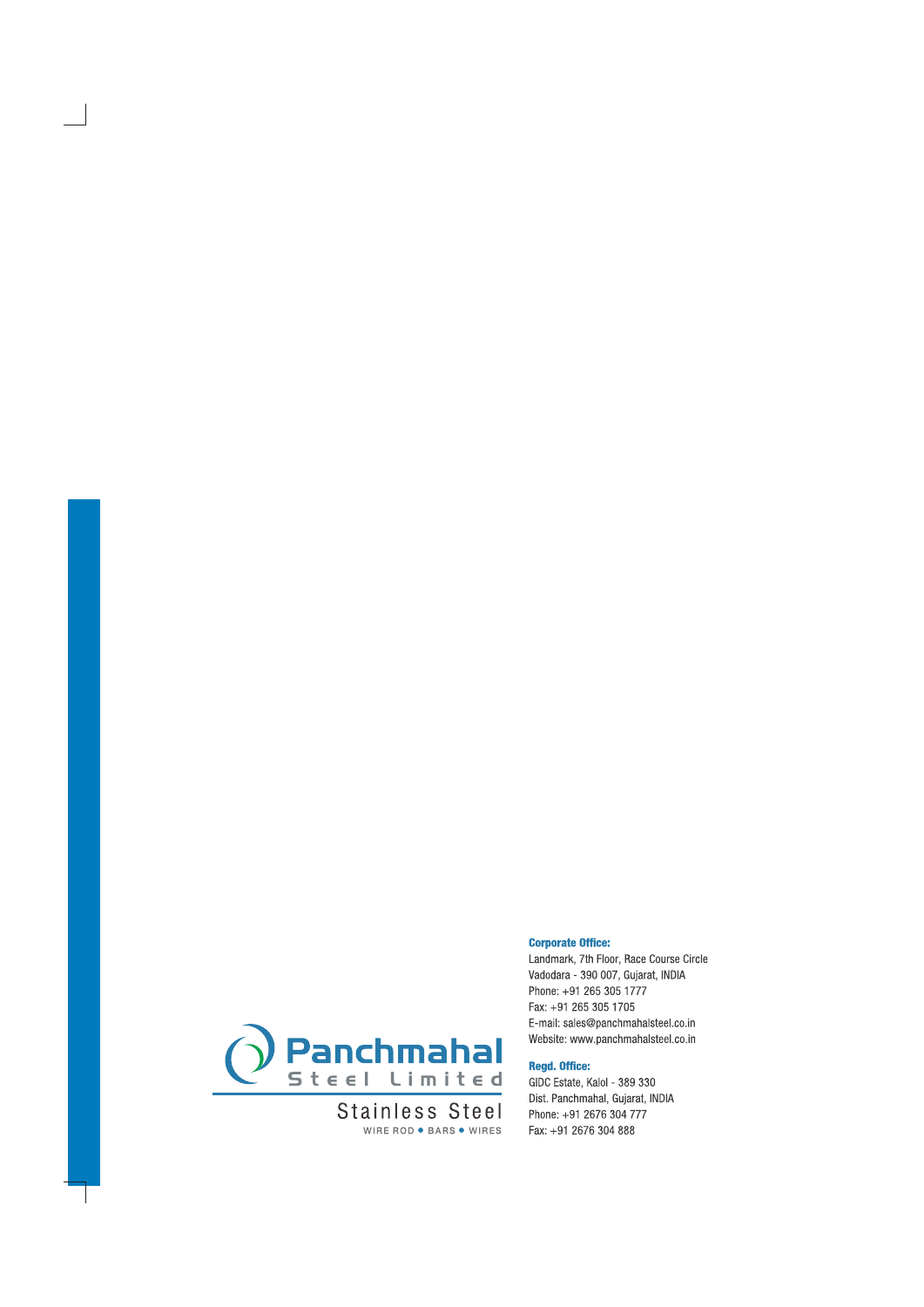Panchmahal
Steel Limited

Stainless Steel
WIRE ROD • BARS • WIRES

**Corporate Office:**
Landmark, 7th Floor, Race Course Circle
Vadodara - 390 007, Gujarat, INDIA
Phone: +91 265 305 1777
Fax: +91 265 305 1705
E-mail: sales@panchmahalsteel.co.in
Website: www.panchmahalsteel.co.in

**Regd. Office:**
GIDC Estate, Kalol - 389 330
Dist. Panchmahal, Gujarat, INDIA
Phone: +91 2676 304 777
Fax: +91 2676 304 888